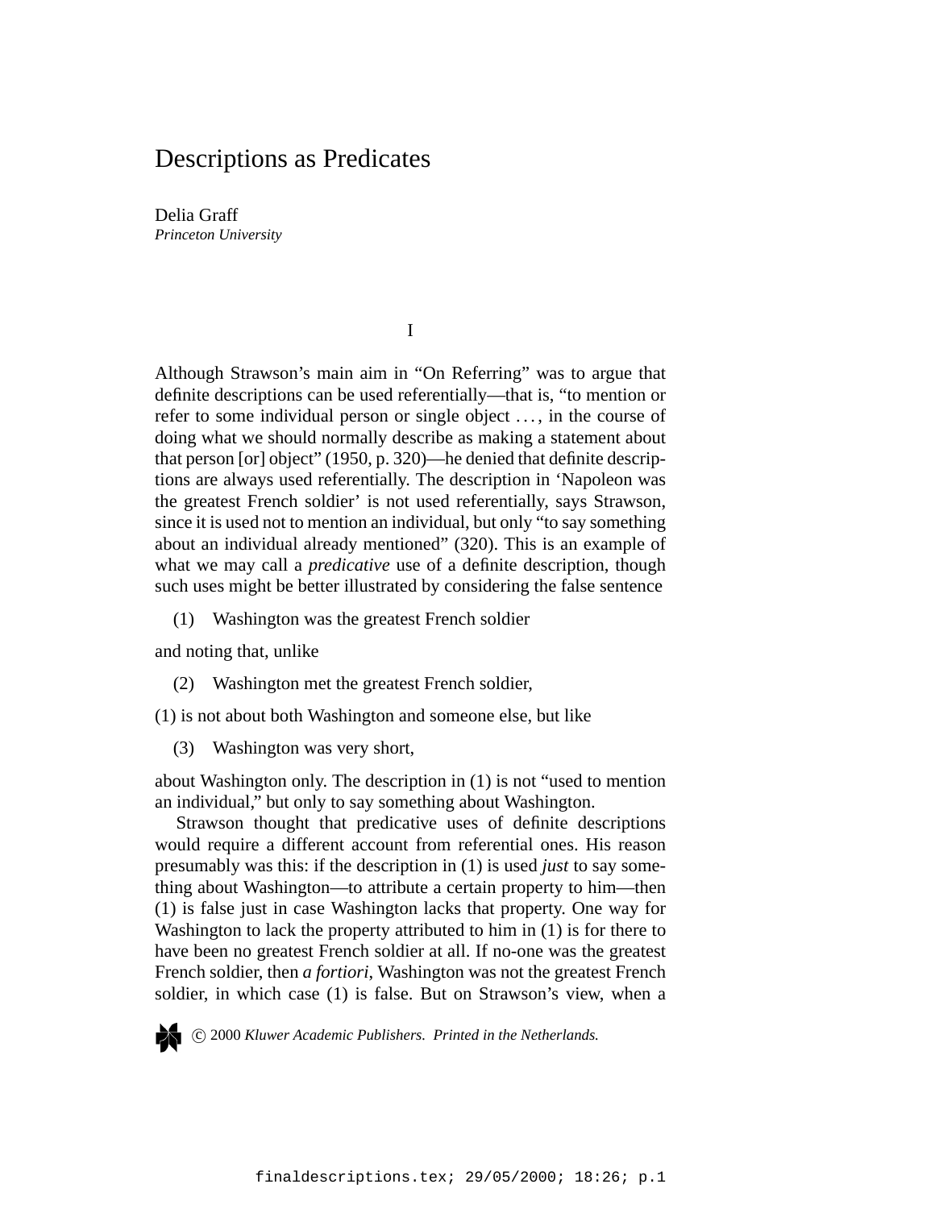# Descriptions as Predicates

Delia Graff
*Princeton University*

## I

Although Strawson's main aim in "On Referring" was to argue that definite descriptions can be used referentially—that is, "to mention or refer to some individual person or single object . . . , in the course of doing what we should normally describe as making a statement about that person [or] object" (1950, p. 320)—he denied that definite descriptions are always used referentially. The description in 'Napoleon was the greatest French soldier' is not used referentially, says Strawson, since it is used not to mention an individual, but only "to say something about an individual already mentioned" (320). This is an example of what we may call a *predicative* use of a definite description, though such uses might be better illustrated by considering the false sentence

(1) Washington was the greatest French soldier

and noting that, unlike

(2) Washington met the greatest French soldier,

(1) is not about both Washington and someone else, but like

(3) Washington was very short,

about Washington only. The description in (1) is not "used to mention an individual," but only to say something about Washington.

Strawson thought that predicative uses of definite descriptions would require a different account from referential ones. His reason presumably was this: if the description in (1) is used *just* to say something about Washington—to attribute a certain property to him—then (1) is false just in case Washington lacks that property. One way for Washington to lack the property attributed to him in (1) is for there to have been no greatest French soldier at all. If no-one was the greatest French soldier, then *a fortiori*, Washington was not the greatest French soldier, in which case (1) is false. But on Strawson's view, when a

© 2000 *Kluwer Academic Publishers. Printed in the Netherlands.*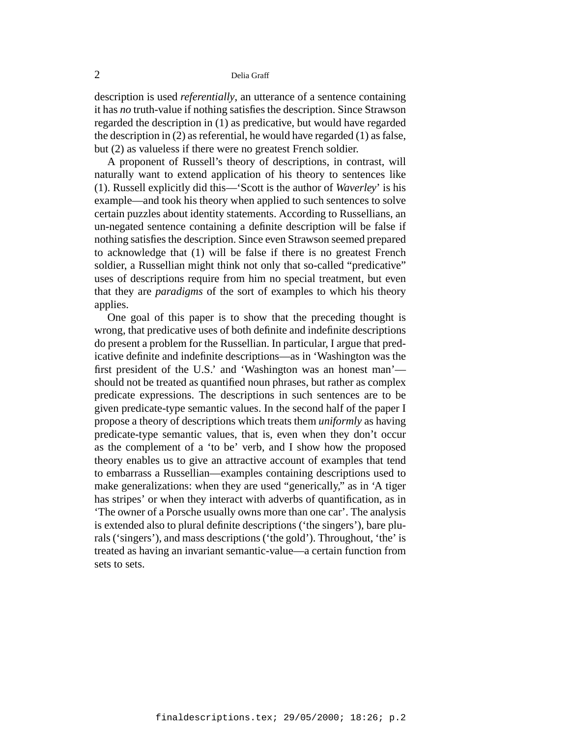description is used *referentially*, an utterance of a sentence containing it has *no* truth-value if nothing satisfies the description. Since Strawson regarded the description in (1) as predicative, but would have regarded the description in (2) as referential, he would have regarded (1) as false, but (2) as valueless if there were no greatest French soldier.

A proponent of Russell's theory of descriptions, in contrast, will naturally want to extend application of his theory to sentences like (1). Russell explicitly did this—'Scott is the author of *Waverley*' is his example—and took his theory when applied to such sentences to solve certain puzzles about identity statements. According to Russellians, an un-negated sentence containing a definite description will be false if nothing satisfies the description. Since even Strawson seemed prepared to acknowledge that (1) will be false if there is no greatest French soldier, a Russellian might think not only that so-called "predicative" uses of descriptions require from him no special treatment, but even that they are *paradigms* of the sort of examples to which his theory applies.

One goal of this paper is to show that the preceding thought is wrong, that predicative uses of both definite and indefinite descriptions do present a problem for the Russellian. In particular, I argue that predicative definite and indefinite descriptions—as in 'Washington was the first president of the U.S.' and 'Washington was an honest man'—should not be treated as quantified noun phrases, but rather as complex predicate expressions. The descriptions in such sentences are to be given predicate-type semantic values. In the second half of the paper I propose a theory of descriptions which treats them *uniformly* as having predicate-type semantic values, that is, even when they don't occur as the complement of a 'to be' verb, and I show how the proposed theory enables us to give an attractive account of examples that tend to embarrass a Russellian—examples containing descriptions used to make generalizations: when they are used "generically," as in 'A tiger has stripes' or when they interact with adverbs of quantification, as in 'The owner of a Porsche usually owns more than one car'. The analysis is extended also to plural definite descriptions ('the singers'), bare plurals ('singers'), and mass descriptions ('the gold'). Throughout, 'the' is treated as having an invariant semantic-value—a certain function from sets to sets.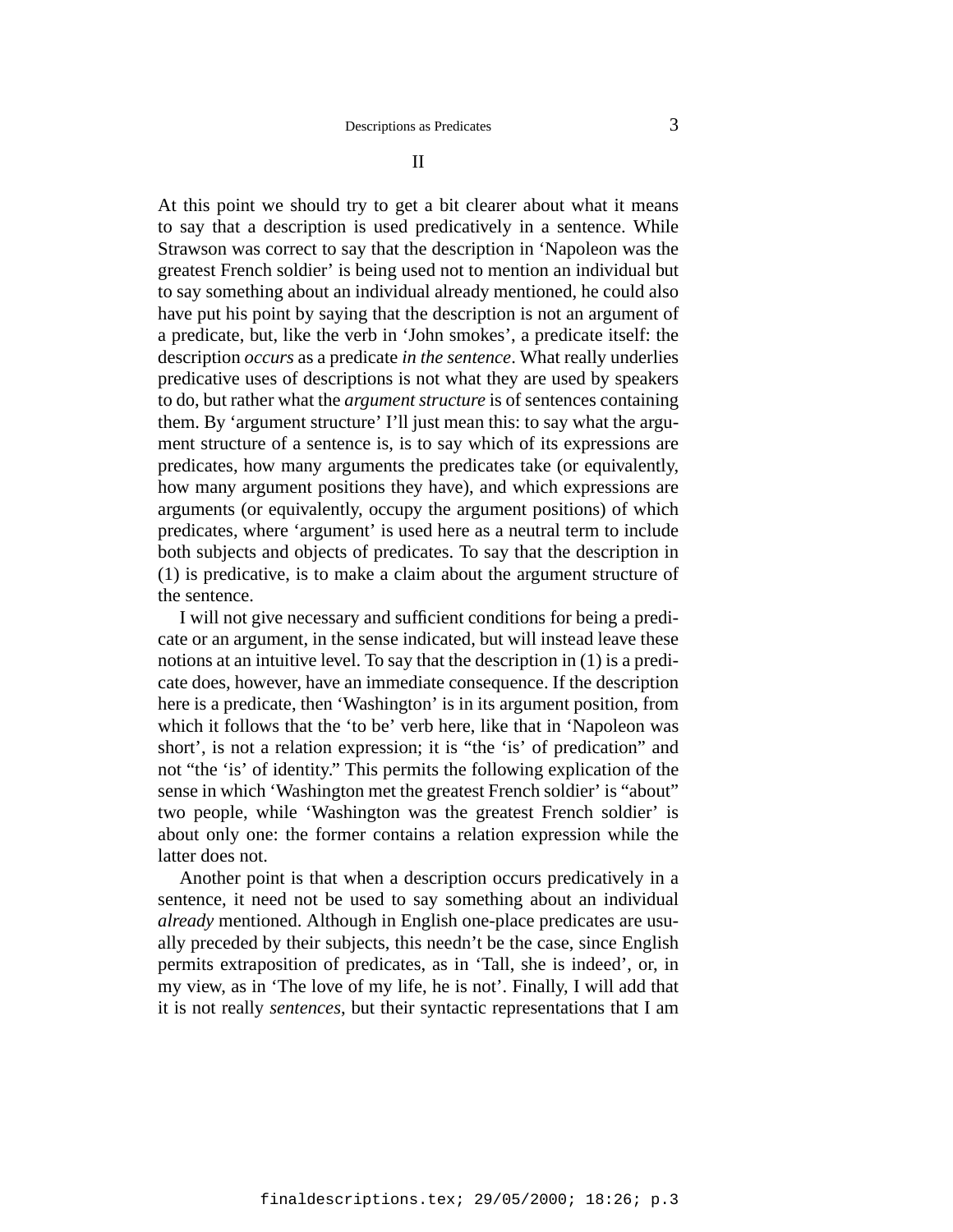## II

At this point we should try to get a bit clearer about what it means to say that a description is used predicatively in a sentence. While Strawson was correct to say that the description in 'Napoleon was the greatest French soldier' is being used not to mention an individual but to say something about an individual already mentioned, he could also have put his point by saying that the description is not an argument of a predicate, but, like the verb in 'John smokes', a predicate itself: the description *occurs* as a predicate *in the sentence*. What really underlies predicative uses of descriptions is not what they are used by speakers to do, but rather what the *argument structure* is of sentences containing them. By 'argument structure' I'll just mean this: to say what the argument structure of a sentence is, is to say which of its expressions are predicates, how many arguments the predicates take (or equivalently, how many argument positions they have), and which expressions are arguments (or equivalently, occupy the argument positions) of which predicates, where 'argument' is used here as a neutral term to include both subjects and objects of predicates. To say that the description in (1) is predicative, is to make a claim about the argument structure of the sentence.

I will not give necessary and sufficient conditions for being a predicate or an argument, in the sense indicated, but will instead leave these notions at an intuitive level. To say that the description in (1) is a predicate does, however, have an immediate consequence. If the description here is a predicate, then 'Washington' is in its argument position, from which it follows that the 'to be' verb here, like that in 'Napoleon was short', is not a relation expression; it is "the 'is' of predication" and not "the 'is' of identity." This permits the following explication of the sense in which 'Washington met the greatest French soldier' is "about" two people, while 'Washington was the greatest French soldier' is about only one: the former contains a relation expression while the latter does not.

Another point is that when a description occurs predicatively in a sentence, it need not be used to say something about an individual *already* mentioned. Although in English one-place predicates are usually preceded by their subjects, this needn't be the case, since English permits extraposition of predicates, as in 'Tall, she is indeed', or, in my view, as in 'The love of my life, he is not'. Finally, I will add that it is not really *sentences*, but their syntactic representations that I am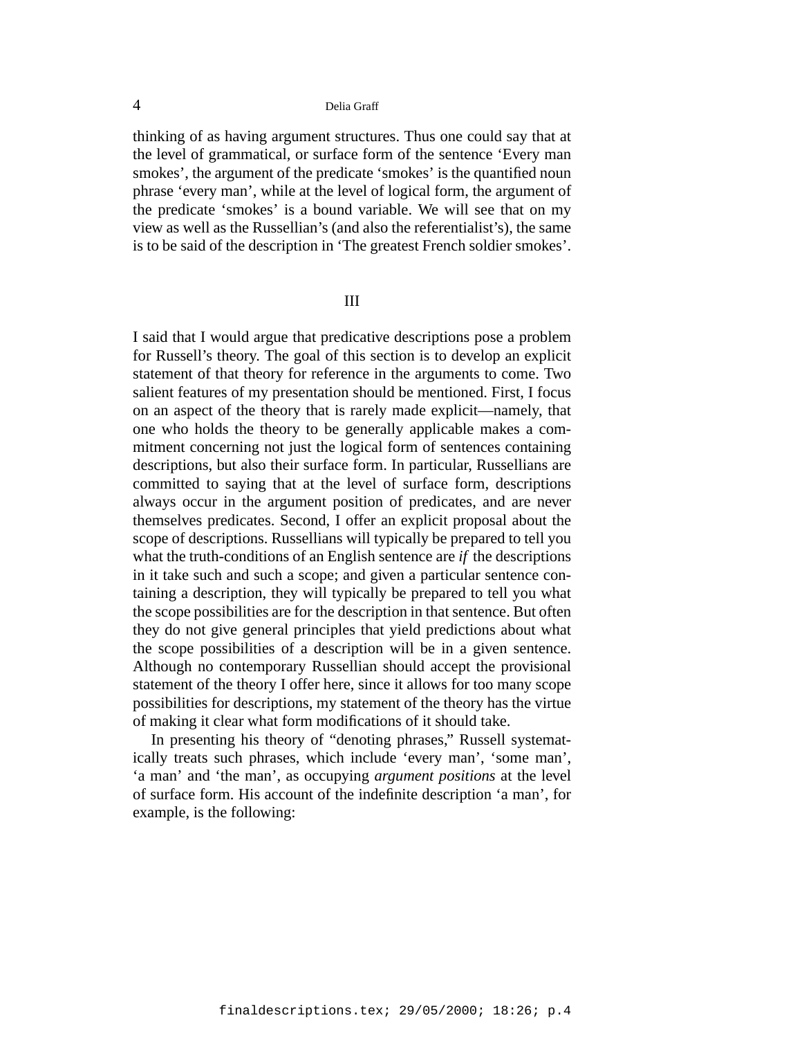thinking of as having argument structures. Thus one could say that at the level of grammatical, or surface form of the sentence 'Every man smokes', the argument of the predicate 'smokes' is the quantified noun phrase 'every man', while at the level of logical form, the argument of the predicate 'smokes' is a bound variable. We will see that on my view as well as the Russellian's (and also the referentialist's), the same is to be said of the description in 'The greatest French soldier smokes'.

## III

I said that I would argue that predicative descriptions pose a problem for Russell's theory. The goal of this section is to develop an explicit statement of that theory for reference in the arguments to come. Two salient features of my presentation should be mentioned. First, I focus on an aspect of the theory that is rarely made explicit—namely, that one who holds the theory to be generally applicable makes a commitment concerning not just the logical form of sentences containing descriptions, but also their surface form. In particular, Russellians are committed to saying that at the level of surface form, descriptions always occur in the argument position of predicates, and are never themselves predicates. Second, I offer an explicit proposal about the scope of descriptions. Russellians will typically be prepared to tell you what the truth-conditions of an English sentence are *if* the descriptions in it take such and such a scope; and given a particular sentence containing a description, they will typically be prepared to tell you what the scope possibilities are for the description in that sentence. But often they do not give general principles that yield predictions about what the scope possibilities of a description will be in a given sentence. Although no contemporary Russellian should accept the provisional statement of the theory I offer here, since it allows for too many scope possibilities for descriptions, my statement of the theory has the virtue of making it clear what form modifications of it should take.

In presenting his theory of "denoting phrases," Russell systematically treats such phrases, which include 'every man', 'some man', 'a man' and 'the man', as occupying *argument positions* at the level of surface form. His account of the indefinite description 'a man', for example, is the following: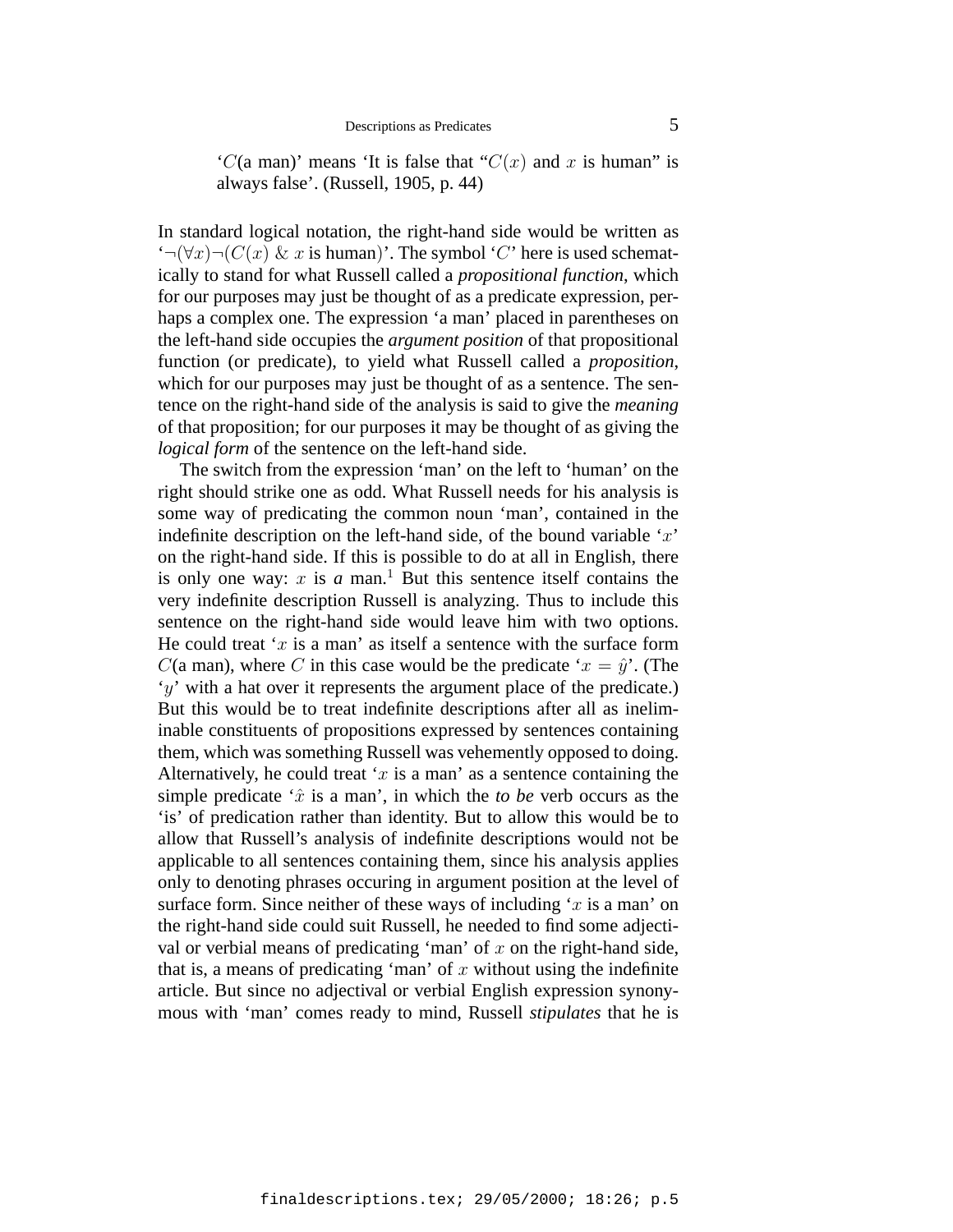> '$C$(a man)' means 'It is false that "$C(x)$ and $x$ is human" is always false'. (Russell, 1905, p. 44)

In standard logical notation, the right-hand side would be written as '$\neg(\forall x)\neg(C(x)$ & $x$ is human)'. The symbol '$C$' here is used schematically to stand for what Russell called a *propositional function*, which for our purposes may just be thought of as a predicate expression, perhaps a complex one. The expression 'a man' placed in parentheses on the left-hand side occupies the *argument position* of that propositional function (or predicate), to yield what Russell called a *proposition*, which for our purposes may just be thought of as a sentence. The sentence on the right-hand side of the analysis is said to give the *meaning* of that proposition; for our purposes it may be thought of as giving the *logical form* of the sentence on the left-hand side.

The switch from the expression 'man' on the left to 'human' on the right should strike one as odd. What Russell needs for his analysis is some way of predicating the common noun 'man', contained in the indefinite description on the left-hand side, of the bound variable '$x$' on the right-hand side. If this is possible to do at all in English, there is only one way: $x$ is *a* man.[1] But this sentence itself contains the very indefinite description Russell is analyzing. Thus to include this sentence on the right-hand side would leave him with two options. He could treat '$x$ is a man' as itself a sentence with the surface form $C$(a man), where $C$ in this case would be the predicate '$x = \hat{y}$'. (The '$y$' with a hat over it represents the argument place of the predicate.) But this would be to treat indefinite descriptions after all as ineliminable constituents of propositions expressed by sentences containing them, which was something Russell was vehemently opposed to doing. Alternatively, he could treat '$x$ is a man' as a sentence containing the simple predicate '$\hat{x}$ is a man', in which the *to be* verb occurs as the 'is' of predication rather than identity. But to allow this would be to allow that Russell's analysis of indefinite descriptions would not be applicable to all sentences containing them, since his analysis applies only to denoting phrases occuring in argument position at the level of surface form. Since neither of these ways of including '$x$ is a man' on the right-hand side could suit Russell, he needed to find some adjectival or verbial means of predicating 'man' of $x$ on the right-hand side, that is, a means of predicating 'man' of $x$ without using the indefinite article. But since no adjectival or verbial English expression synonymous with 'man' comes ready to mind, Russell *stipulates* that he is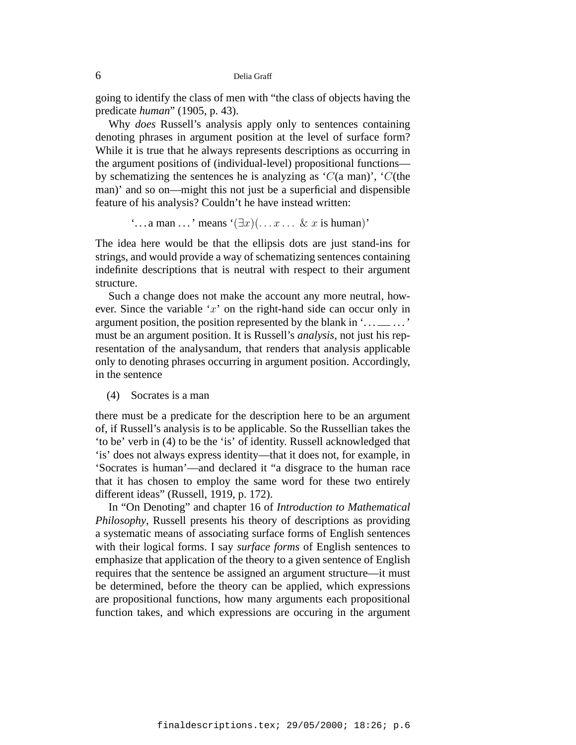going to identify the class of men with "the class of objects having the predicate *human*" (1905, p. 43).

Why *does* Russell's analysis apply only to sentences containing denoting phrases in argument position at the level of surface form? While it is true that he always represents descriptions as occurring in the argument positions of (individual-level) propositional functions—by schematizing the sentences he is analyzing as '$C$(a man)', '$C$(the man)' and so on—might this not just be a superficial and dispensible feature of his analysis? Couldn't he have instead written:

'... a man ...' means '$(\exists x)(\ldots x \ldots\ \&\ x$ is human$)$'

The idea here would be that the ellipsis dots are just stand-ins for strings, and would provide a way of schematizing sentences containing indefinite descriptions that is neutral with respect to their argument structure.

Such a change does not make the account any more neutral, however. Since the variable '$x$' on the right-hand side can occur only in argument position, the position represented by the blank in '... __ ...' must be an argument position. It is Russell's *analysis*, not just his representation of the analysandum, that renders that analysis applicable only to denoting phrases occurring in argument position. Accordingly, in the sentence

(4) Socrates is a man

there must be a predicate for the description here to be an argument of, if Russell's analysis is to be applicable. So the Russellian takes the 'to be' verb in (4) to be the 'is' of identity. Russell acknowledged that 'is' does not always express identity—that it does not, for example, in 'Socrates is human'—and declared it "a disgrace to the human race that it has chosen to employ the same word for these two entirely different ideas" (Russell, 1919, p. 172).

In "On Denoting" and chapter 16 of *Introduction to Mathematical Philosophy*, Russell presents his theory of descriptions as providing a systematic means of associating surface forms of English sentences with their logical forms. I say *surface forms* of English sentences to emphasize that application of the theory to a given sentence of English requires that the sentence be assigned an argument structure—it must be determined, before the theory can be applied, which expressions are propositional functions, how many arguments each propositional function takes, and which expressions are occuring in the argument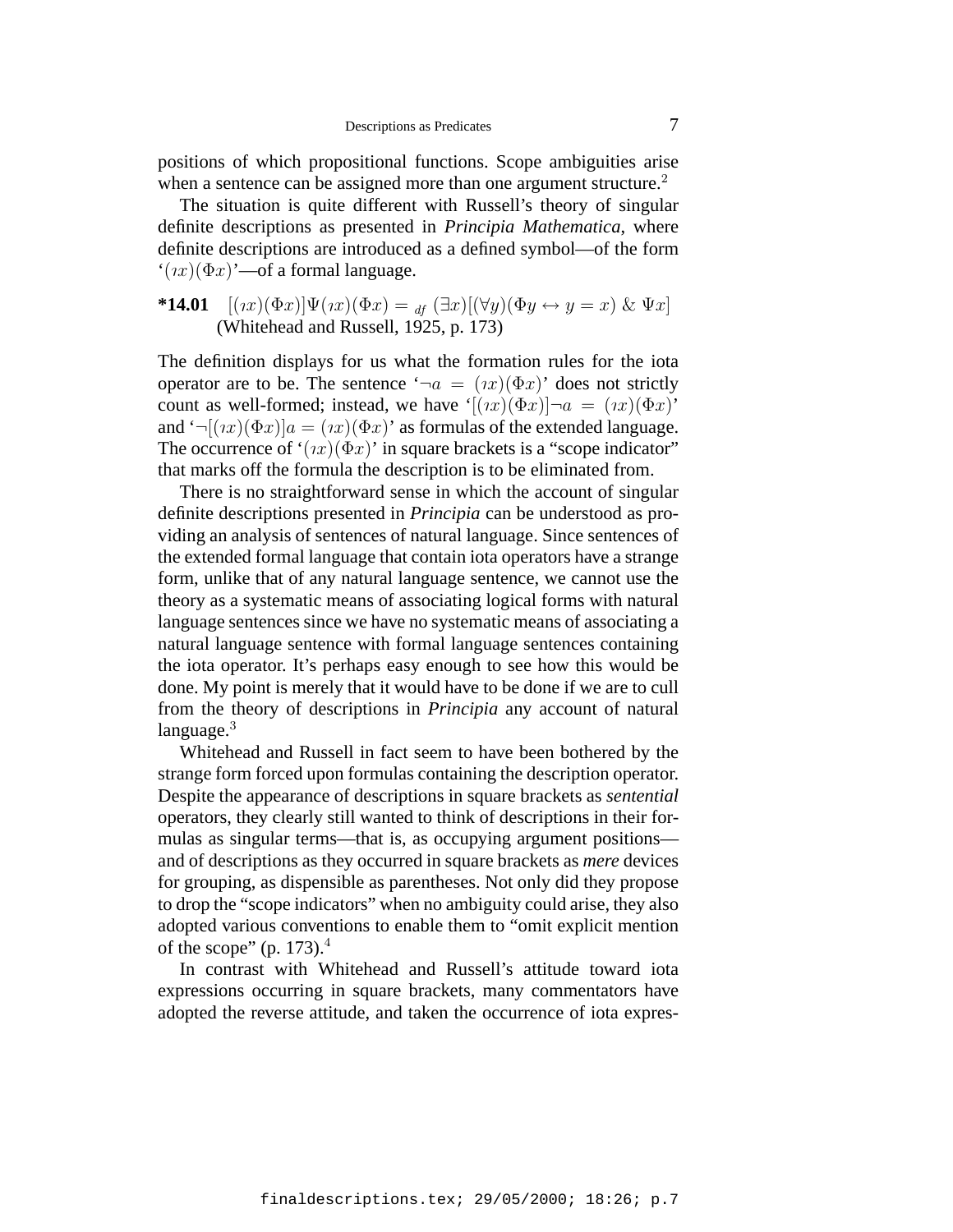positions of which propositional functions. Scope ambiguities arise when a sentence can be assigned more than one argument structure.[2]

The situation is quite different with Russell's theory of singular definite descriptions as presented in *Principia Mathematica*, where definite descriptions are introduced as a defined symbol—of the form '$(\imath x)(\Phi x)$'—of a formal language.

**\*14.01** $[(\imath x)(\Phi x)]\Psi(\imath x)(\Phi x) =_{df} (\exists x)[(\forall y)(\Phi y \leftrightarrow y = x) \;\&\; \Psi x]$
(Whitehead and Russell, 1925, p. 173)

The definition displays for us what the formation rules for the iota operator are to be. The sentence '$\neg a = (\imath x)(\Phi x)$' does not strictly count as well-formed; instead, we have '$[(\imath x)(\Phi x)]\neg a = (\imath x)(\Phi x)$' and '$\neg[(\imath x)(\Phi x)]a = (\imath x)(\Phi x)$' as formulas of the extended language. The occurrence of '$(\imath x)(\Phi x)$' in square brackets is a "scope indicator" that marks off the formula the description is to be eliminated from.

There is no straightforward sense in which the account of singular definite descriptions presented in *Principia* can be understood as providing an analysis of sentences of natural language. Since sentences of the extended formal language that contain iota operators have a strange form, unlike that of any natural language sentence, we cannot use the theory as a systematic means of associating logical forms with natural language sentences since we have no systematic means of associating a natural language sentence with formal language sentences containing the iota operator. It's perhaps easy enough to see how this would be done. My point is merely that it would have to be done if we are to cull from the theory of descriptions in *Principia* any account of natural language.[3]

Whitehead and Russell in fact seem to have been bothered by the strange form forced upon formulas containing the description operator. Despite the appearance of descriptions in square brackets as *sentential* operators, they clearly still wanted to think of descriptions in their formulas as singular terms—that is, as occupying argument positions—and of descriptions as they occurred in square brackets as *mere* devices for grouping, as dispensible as parentheses. Not only did they propose to drop the "scope indicators" when no ambiguity could arise, they also adopted various conventions to enable them to "omit explicit mention of the scope" (p. 173).[4]

In contrast with Whitehead and Russell's attitude toward iota expressions occurring in square brackets, many commentators have adopted the reverse attitude, and taken the occurrence of iota expres-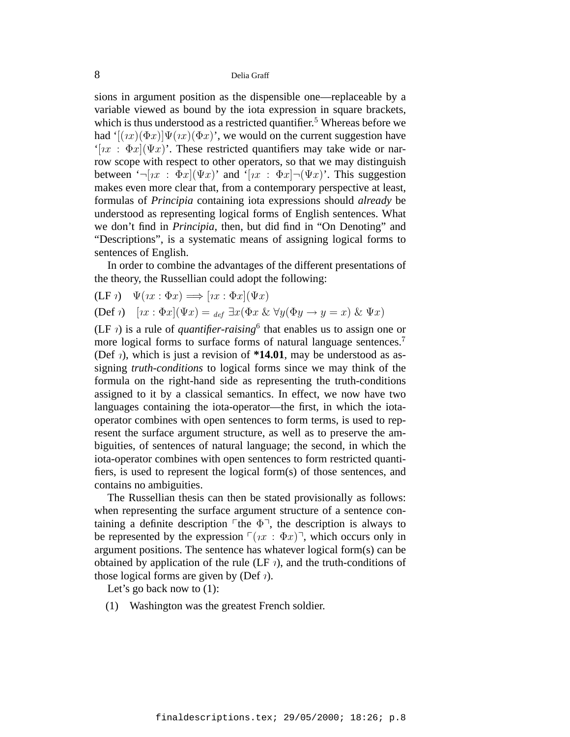sions in argument position as the dispensible one—replaceable by a variable viewed as bound by the iota expression in square brackets, which is thus understood as a restricted quantifier.[5] Whereas before we had '$[(\imath x)(\Phi x)]\Psi(\imath x)(\Phi x)$', we would on the current suggestion have '$[\imath x : \Phi x](\Psi x)$'. These restricted quantifiers may take wide or narrow scope with respect to other operators, so that we may distinguish between '$\neg[\imath x : \Phi x](\Psi x)$' and '$[\imath x : \Phi x]\neg(\Psi x)$'. This suggestion makes even more clear that, from a contemporary perspective at least, formulas of *Principia* containing iota expressions should *already* be understood as representing logical forms of English sentences. What we don't find in *Principia*, then, but did find in "On Denoting" and "Descriptions", is a systematic means of assigning logical forms to sentences of English.

In order to combine the advantages of the different presentations of the theory, the Russellian could adopt the following:

(LF $\imath$) $\quad \Psi(\imath x : \Phi x) \Longrightarrow [\imath x : \Phi x](\Psi x)$

(Def $\imath$) $\quad [\imath x : \Phi x](\Psi x) =_{def} \exists x(\Phi x \;\&\; \forall y(\Phi y \rightarrow y = x) \;\&\; \Psi x)$

(LF $\imath$) is a rule of *quantifier-raising*[6] that enables us to assign one or more logical forms to surface forms of natural language sentences.[7] (Def $\imath$), which is just a revision of **\*14.01**, may be understood as assigning *truth-conditions* to logical forms since we may think of the formula on the right-hand side as representing the truth-conditions assigned to it by a classical semantics. In effect, we now have two languages containing the iota-operator—the first, in which the iota-operator combines with open sentences to form terms, is used to represent the surface argument structure, as well as to preserve the ambiguities, of sentences of natural language; the second, in which the iota-operator combines with open sentences to form restricted quantifiers, is used to represent the logical form(s) of those sentences, and contains no ambiguities.

The Russellian thesis can then be stated provisionally as follows: when representing the surface argument structure of a sentence containing a definite description ⌜the $\Phi$⌝, the description is always to be represented by the expression ⌜$(\imath x : \Phi x)$⌝, which occurs only in argument positions. The sentence has whatever logical form(s) can be obtained by application of the rule (LF $\imath$), and the truth-conditions of those logical forms are given by (Def $\imath$).

Let's go back now to (1):

(1) Washington was the greatest French soldier.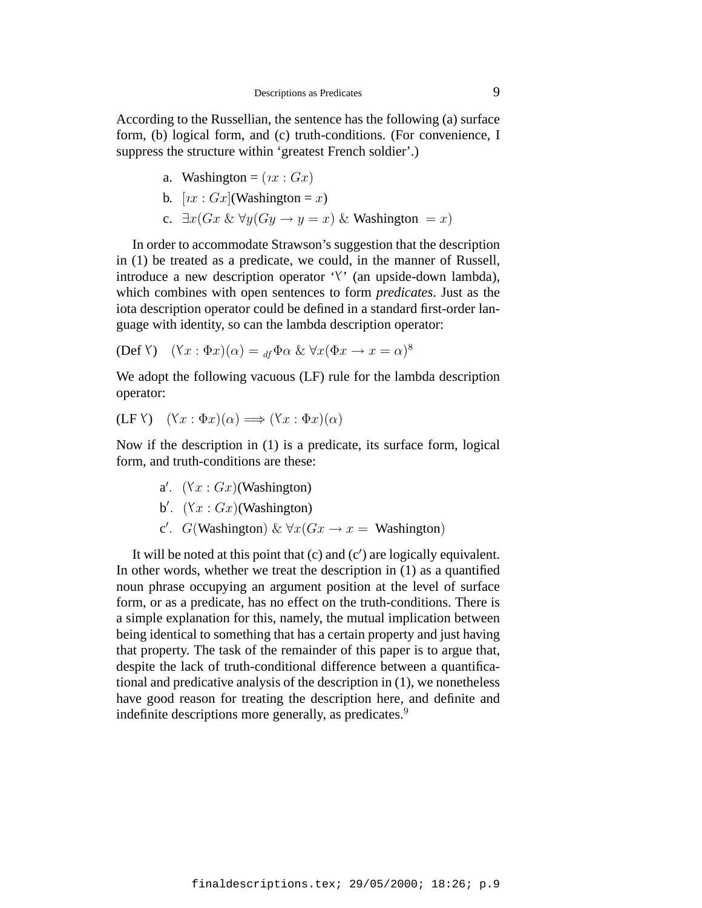According to the Russellian, the sentence has the following (a) surface form, (b) logical form, and (c) truth-conditions. (For convenience, I suppress the structure within 'greatest French soldier'.)

a. Washington = $(\imath x : Gx)$

b. $[\imath x : Gx]$(Washington = $x$)

c. $\exists x(Gx \;\&\; \forall y(Gy \rightarrow y = x) \;\&\;$ Washington $= x)$

In order to accommodate Strawson's suggestion that the description in (1) be treated as a predicate, we could, in the manner of Russell, introduce a new description operator '⅄' (an upside-down lambda), which combines with open sentences to form *predicates*. Just as the iota description operator could be defined in a standard first-order language with identity, so can the lambda description operator:

(Def ⅄) $(⅄x : \Phi x)(\alpha) =_{df} \Phi\alpha \;\&\; \forall x(\Phi x \rightarrow x = \alpha)$[8]

We adopt the following vacuous (LF) rule for the lambda description operator:

(LF ⅄) $(⅄x : \Phi x)(\alpha) \Longrightarrow (⅄x : \Phi x)(\alpha)$

Now if the description in (1) is a predicate, its surface form, logical form, and truth-conditions are these:

a′. $(⅄x : Gx)$(Washington)

b′. $(⅄x : Gx)$(Washington)

c′. $G$(Washington) $\&\; \forall x(Gx \rightarrow x =$ Washington$)$

It will be noted at this point that (c) and (c′) are logically equivalent. In other words, whether we treat the description in (1) as a quantified noun phrase occupying an argument position at the level of surface form, or as a predicate, has no effect on the truth-conditions. There is a simple explanation for this, namely, the mutual implication between being identical to something that has a certain property and just having that property. The task of the remainder of this paper is to argue that, despite the lack of truth-conditional difference between a quantificational and predicative analysis of the description in (1), we nonetheless have good reason for treating the description here, and definite and indefinite descriptions more generally, as predicates.[9]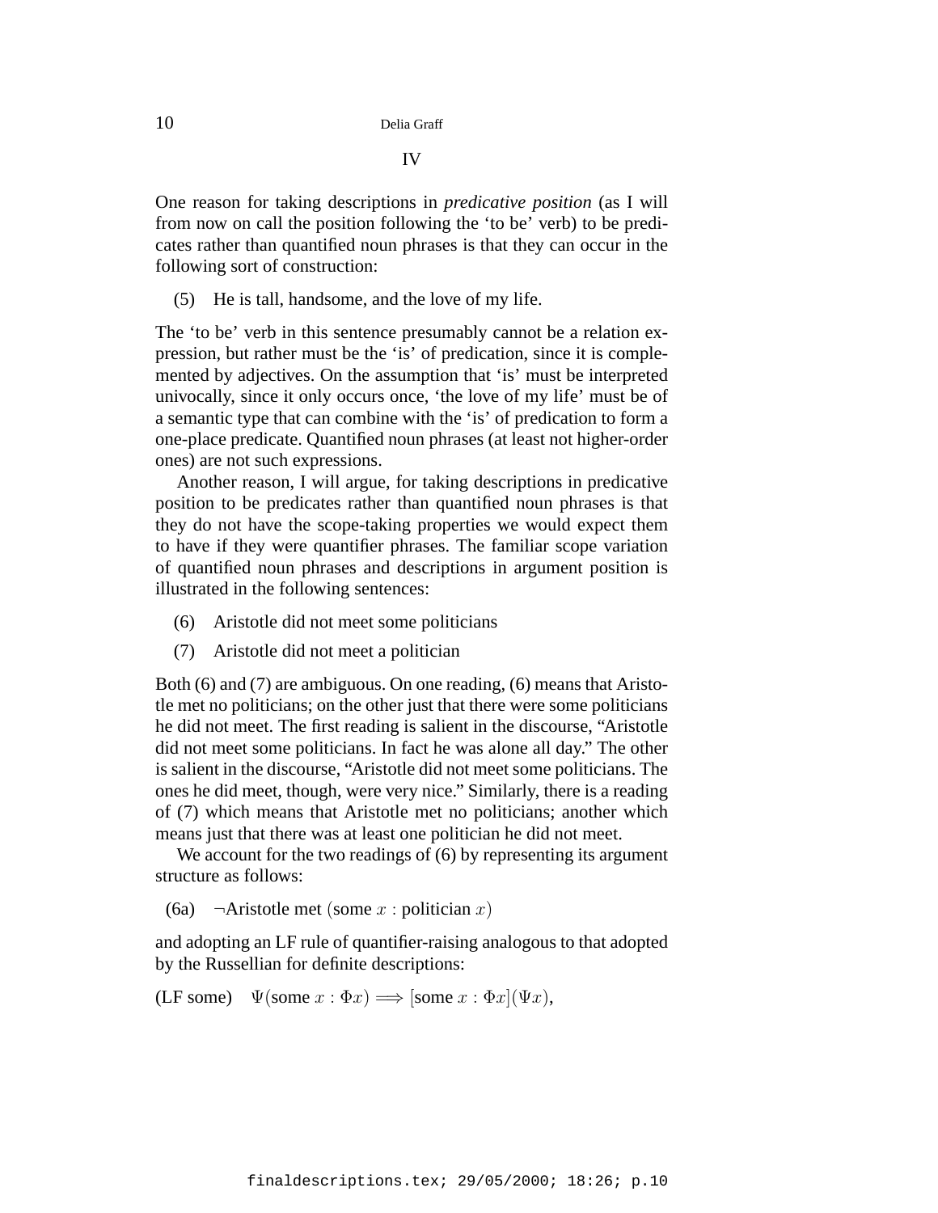## IV

One reason for taking descriptions in *predicative position* (as I will from now on call the position following the 'to be' verb) to be predicates rather than quantified noun phrases is that they can occur in the following sort of construction:

(5) He is tall, handsome, and the love of my life.

The 'to be' verb in this sentence presumably cannot be a relation expression, but rather must be the 'is' of predication, since it is complemented by adjectives. On the assumption that 'is' must be interpreted univocally, since it only occurs once, 'the love of my life' must be of a semantic type that can combine with the 'is' of predication to form a one-place predicate. Quantified noun phrases (at least not higher-order ones) are not such expressions.

Another reason, I will argue, for taking descriptions in predicative position to be predicates rather than quantified noun phrases is that they do not have the scope-taking properties we would expect them to have if they were quantifier phrases. The familiar scope variation of quantified noun phrases and descriptions in argument position is illustrated in the following sentences:

(6) Aristotle did not meet some politicians

(7) Aristotle did not meet a politician

Both (6) and (7) are ambiguous. On one reading, (6) means that Aristotle met no politicians; on the other just that there were some politicians he did not meet. The first reading is salient in the discourse, "Aristotle did not meet some politicians. In fact he was alone all day." The other is salient in the discourse, "Aristotle did not meet some politicians. The ones he did meet, though, were very nice." Similarly, there is a reading of (7) which means that Aristotle met no politicians; another which means just that there was at least one politician he did not meet.

We account for the two readings of (6) by representing its argument structure as follows:

(6a) $\neg$Aristotle met $(\text{some } x : \text{politician } x)$

and adopting an LF rule of quantifier-raising analogous to that adopted by the Russellian for definite descriptions:

(LF some) $\Psi(\text{some } x : \Phi x) \Longrightarrow [\text{some } x : \Phi x](\Psi x),$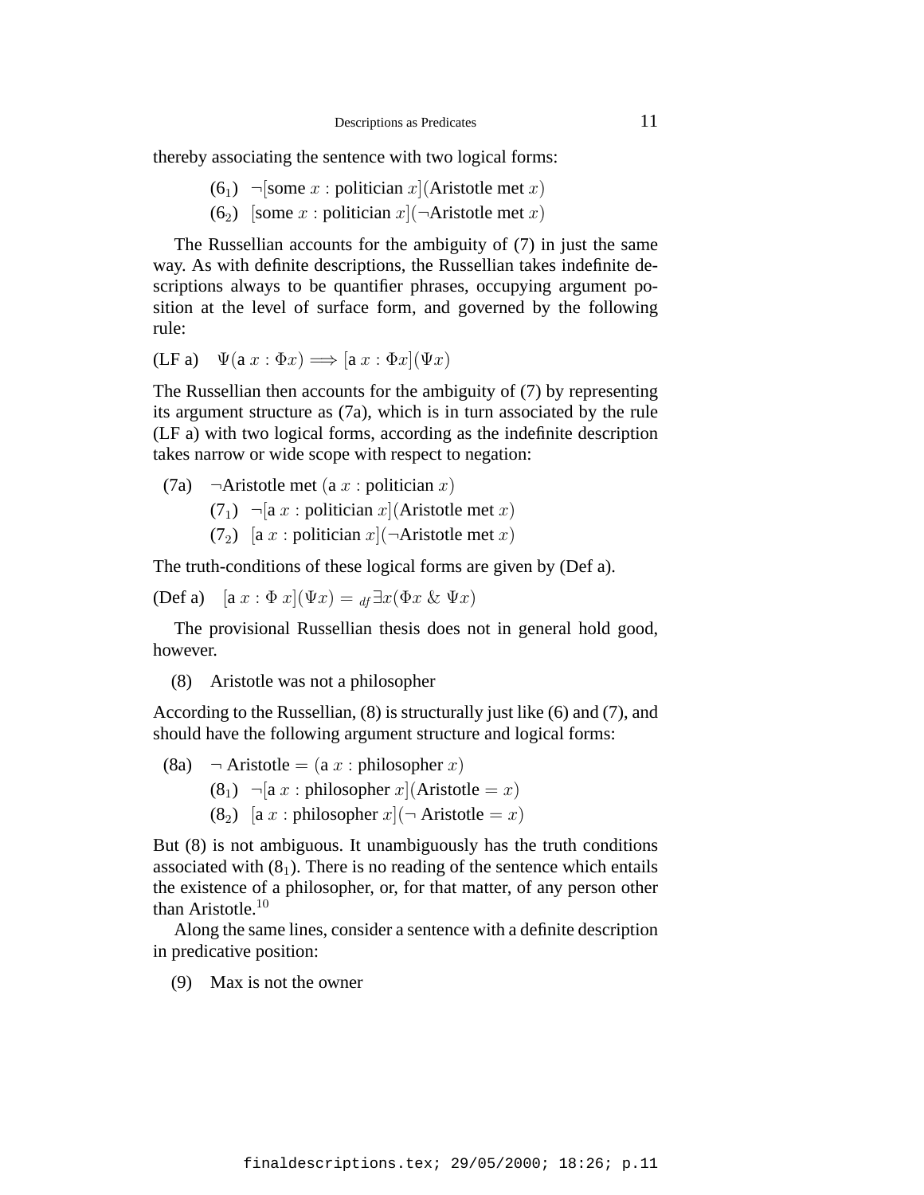thereby associating the sentence with two logical forms:

($6_1$) $\neg$[some $x$ : politician $x$](Aristotle met $x$)

($6_2$) [some $x$ : politician $x$]($\neg$Aristotle met $x$)

The Russellian accounts for the ambiguity of (7) in just the same way. As with definite descriptions, the Russellian takes indefinite descriptions always to be quantifier phrases, occupying argument position at the level of surface form, and governed by the following rule:

(LF a) $\Psi(\text{a } x : \Phi x) \Longrightarrow [\text{a } x : \Phi x](\Psi x)$

The Russellian then accounts for the ambiguity of (7) by representing its argument structure as (7a), which is in turn associated by the rule (LF a) with two logical forms, according as the indefinite description takes narrow or wide scope with respect to negation:

(7a) $\neg$Aristotle met (a $x$ : politician $x$)

($7_1$) $\neg$[a $x$ : politician $x$](Aristotle met $x$)

($7_2$) [a $x$ : politician $x$]($\neg$Aristotle met $x$)

The truth-conditions of these logical forms are given by (Def a).

(Def a) $[\text{a } x : \Phi\, x](\Psi x) =_{df} \exists x(\Phi x \,\&\, \Psi x)$

The provisional Russellian thesis does not in general hold good, however.

(8) Aristotle was not a philosopher

According to the Russellian, (8) is structurally just like (6) and (7), and should have the following argument structure and logical forms:

(8a) $\neg$ Aristotle $=$ (a $x$ : philosopher $x$)

($8_1$) $\neg$[a $x$ : philosopher $x$](Aristotle $= x$)

($8_2$) [a $x$ : philosopher $x$]($\neg$ Aristotle $= x$)

But (8) is not ambiguous. It unambiguously has the truth conditions associated with ($8_1$). There is no reading of the sentence which entails the existence of a philosopher, or, for that matter, of any person other than Aristotle.[10]

Along the same lines, consider a sentence with a definite description in predicative position:

(9) Max is not the owner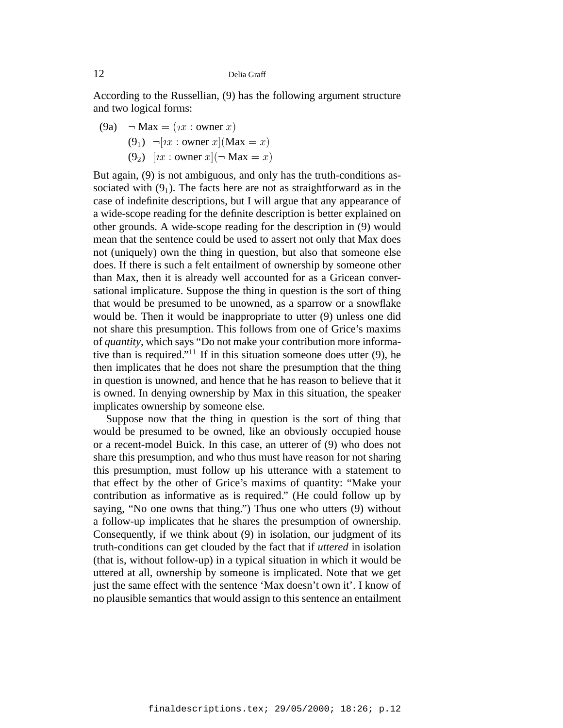According to the Russellian, (9) has the following argument structure and two logical forms:

(9a) $\neg$ Max $= (\imath x : \text{owner } x)$

($9_1$) $\neg[\imath x : \text{owner } x](\text{Max} = x)$

($9_2$) $[\imath x : \text{owner } x](\neg \text{ Max} = x)$

But again, (9) is not ambiguous, and only has the truth-conditions associated with ($9_1$). The facts here are not as straightforward as in the case of indefinite descriptions, but I will argue that any appearance of a wide-scope reading for the definite description is better explained on other grounds. A wide-scope reading for the description in (9) would mean that the sentence could be used to assert not only that Max does not (uniquely) own the thing in question, but also that someone else does. If there is such a felt entailment of ownership by someone other than Max, then it is already well accounted for as a Gricean conversational implicature. Suppose the thing in question is the sort of thing that would be presumed to be unowned, as a sparrow or a snowflake would be. Then it would be inappropriate to utter (9) unless one did not share this presumption. This follows from one of Grice's maxims of *quantity*, which says "Do not make your contribution more informative than is required."[11] If in this situation someone does utter (9), he then implicates that he does not share the presumption that the thing in question is unowned, and hence that he has reason to believe that it is owned. In denying ownership by Max in this situation, the speaker implicates ownership by someone else.

Suppose now that the thing in question is the sort of thing that would be presumed to be owned, like an obviously occupied house or a recent-model Buick. In this case, an utterer of (9) who does not share this presumption, and who thus must have reason for not sharing this presumption, must follow up his utterance with a statement to that effect by the other of Grice's maxims of quantity: "Make your contribution as informative as is required." (He could follow up by saying, "No one owns that thing.") Thus one who utters (9) without a follow-up implicates that he shares the presumption of ownership. Consequently, if we think about (9) in isolation, our judgment of its truth-conditions can get clouded by the fact that if *uttered* in isolation (that is, without follow-up) in a typical situation in which it would be uttered at all, ownership by someone is implicated. Note that we get just the same effect with the sentence 'Max doesn't own it'. I know of no plausible semantics that would assign to this sentence an entailment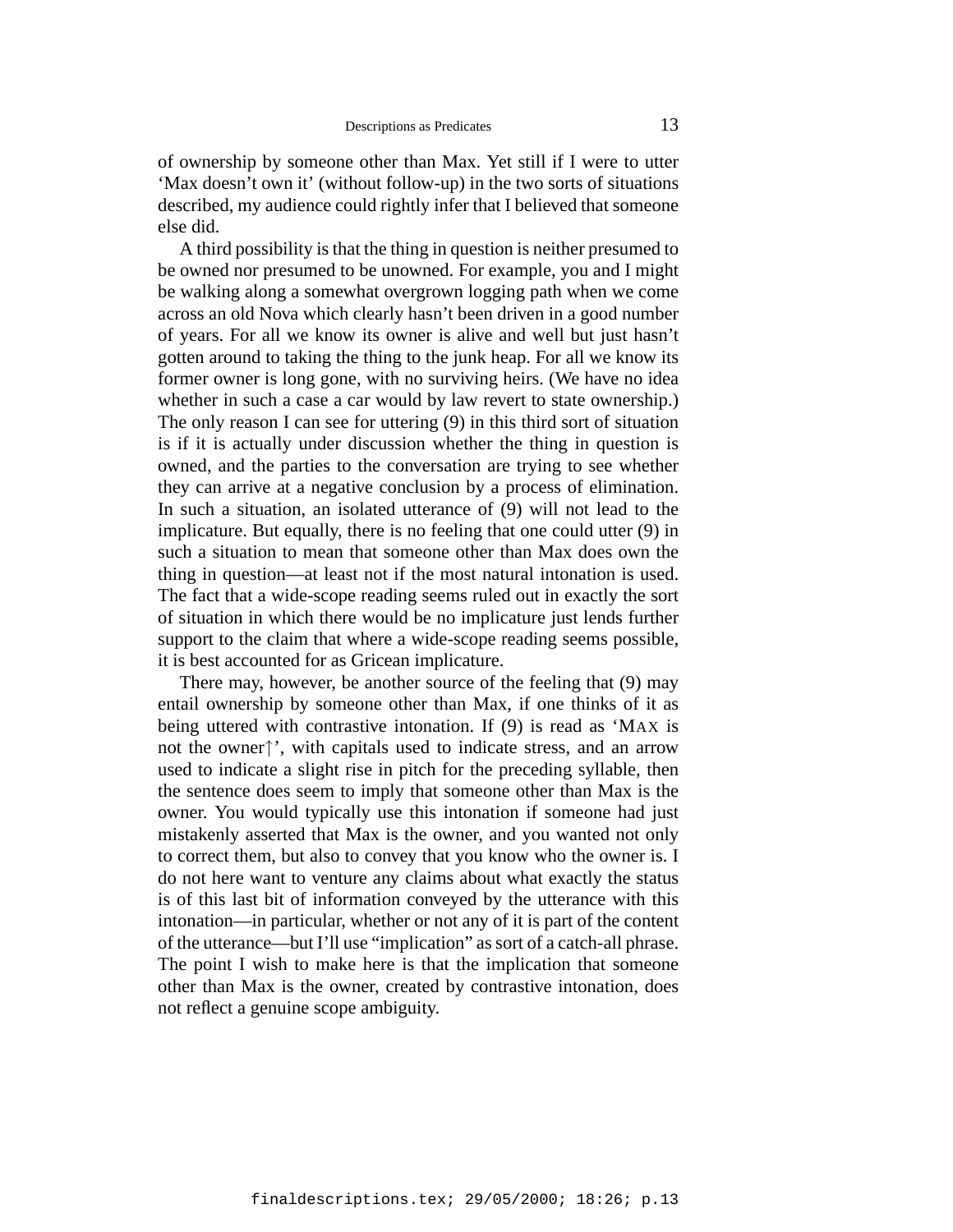of ownership by someone other than Max. Yet still if I were to utter 'Max doesn't own it' (without follow-up) in the two sorts of situations described, my audience could rightly infer that I believed that someone else did.

A third possibility is that the thing in question is neither presumed to be owned nor presumed to be unowned. For example, you and I might be walking along a somewhat overgrown logging path when we come across an old Nova which clearly hasn't been driven in a good number of years. For all we know its owner is alive and well but just hasn't gotten around to taking the thing to the junk heap. For all we know its former owner is long gone, with no surviving heirs. (We have no idea whether in such a case a car would by law revert to state ownership.) The only reason I can see for uttering (9) in this third sort of situation is if it is actually under discussion whether the thing in question is owned, and the parties to the conversation are trying to see whether they can arrive at a negative conclusion by a process of elimination. In such a situation, an isolated utterance of (9) will not lead to the implicature. But equally, there is no feeling that one could utter (9) in such a situation to mean that someone other than Max does own the thing in question—at least not if the most natural intonation is used. The fact that a wide-scope reading seems ruled out in exactly the sort of situation in which there would be no implicature just lends further support to the claim that where a wide-scope reading seems possible, it is best accounted for as Gricean implicature.

There may, however, be another source of the feeling that (9) may entail ownership by someone other than Max, if one thinks of it as being uttered with contrastive intonation. If (9) is read as 'MAX is not the owner↑', with capitals used to indicate stress, and an arrow used to indicate a slight rise in pitch for the preceding syllable, then the sentence does seem to imply that someone other than Max is the owner. You would typically use this intonation if someone had just mistakenly asserted that Max is the owner, and you wanted not only to correct them, but also to convey that you know who the owner is. I do not here want to venture any claims about what exactly the status is of this last bit of information conveyed by the utterance with this intonation—in particular, whether or not any of it is part of the content of the utterance—but I'll use "implication" as sort of a catch-all phrase. The point I wish to make here is that the implication that someone other than Max is the owner, created by contrastive intonation, does not reflect a genuine scope ambiguity.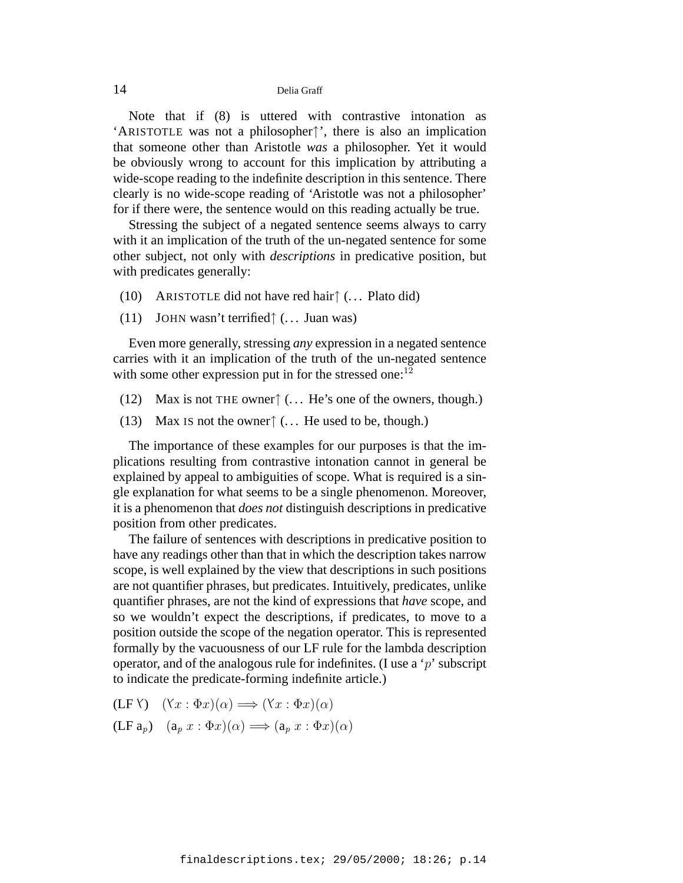Note that if (8) is uttered with contrastive intonation as 'ARISTOTLE was not a philosopher↑', there is also an implication that someone other than Aristotle *was* a philosopher. Yet it would be obviously wrong to account for this implication by attributing a wide-scope reading to the indefinite description in this sentence. There clearly is no wide-scope reading of 'Aristotle was not a philosopher' for if there were, the sentence would on this reading actually be true.

Stressing the subject of a negated sentence seems always to carry with it an implication of the truth of the un-negated sentence for some other subject, not only with *descriptions* in predicative position, but with predicates generally:

(10) ARISTOTLE did not have red hair↑ (... Plato did)

(11) JOHN wasn't terrified↑ (... Juan was)

Even more generally, stressing *any* expression in a negated sentence carries with it an implication of the truth of the un-negated sentence with some other expression put in for the stressed one:[12]

(12) Max is not THE owner↑ (... He's one of the owners, though.)

(13) Max IS not the owner↑ (... He used to be, though.)

The importance of these examples for our purposes is that the implications resulting from contrastive intonation cannot in general be explained by appeal to ambiguities of scope. What is required is a single explanation for what seems to be a single phenomenon. Moreover, it is a phenomenon that *does not* distinguish descriptions in predicative position from other predicates.

The failure of sentences with descriptions in predicative position to have any readings other than that in which the description takes narrow scope, is well explained by the view that descriptions in such positions are not quantifier phrases, but predicates. Intuitively, predicates, unlike quantifier phrases, are not the kind of expressions that *have* scope, and so we wouldn't expect the descriptions, if predicates, to move to a position outside the scope of the negation operator. This is represented formally by the vacuousness of our LF rule for the lambda description operator, and of the analogous rule for indefinites. (I use a '$p$' subscript to indicate the predicate-forming indefinite article.)

(LF ⅄) $(⅄x : \Phi x)(\alpha) \Longrightarrow (⅄x : \Phi x)(\alpha)$

(LF $\mathsf{a}_p$) $(\mathsf{a}_p\ x : \Phi x)(\alpha) \Longrightarrow (\mathsf{a}_p\ x : \Phi x)(\alpha)$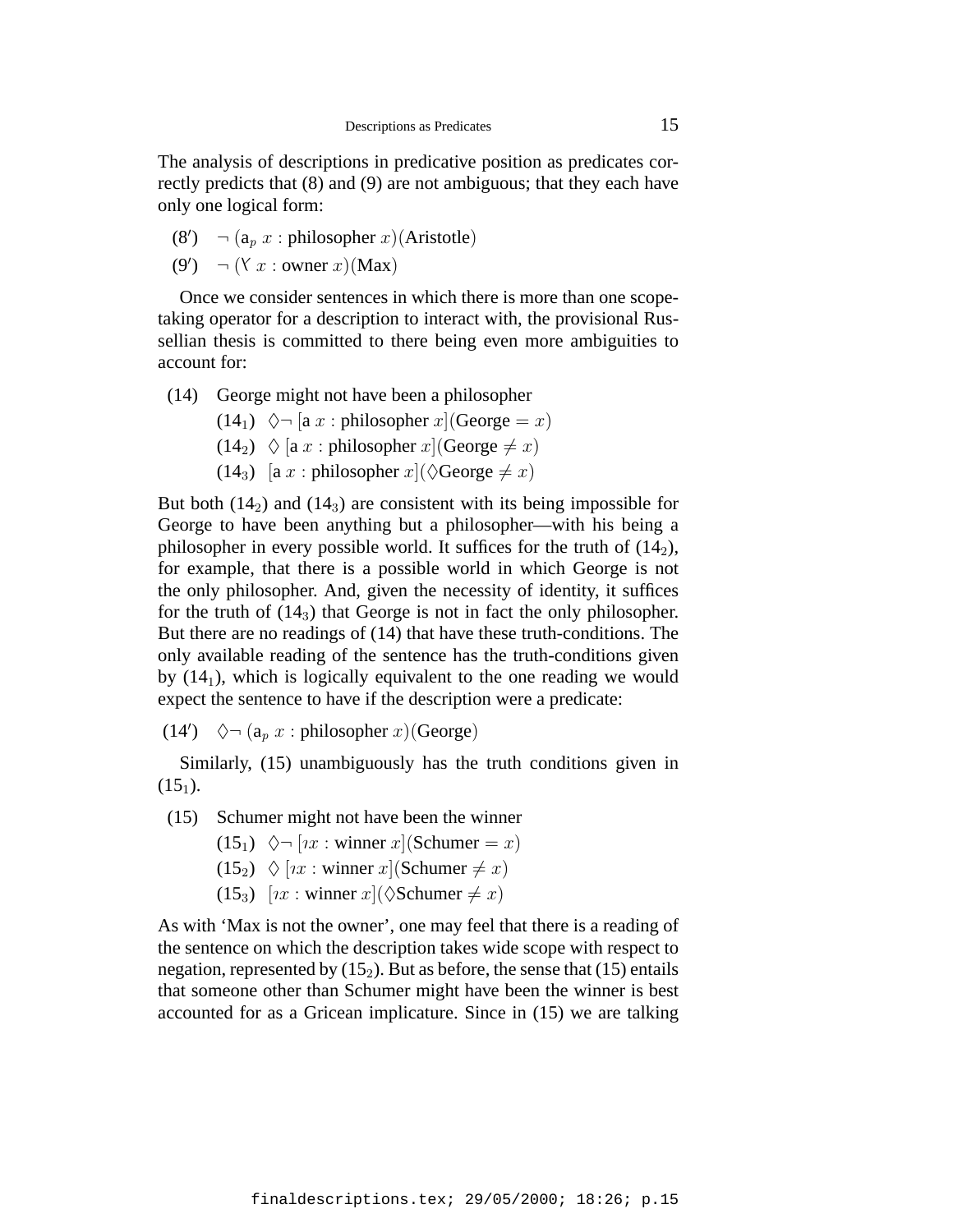The analysis of descriptions in predicative position as predicates correctly predicts that (8) and (9) are not ambiguous; that they each have only one logical form:

(8′) $\neg\,(\mathrm{a}_p\ x : \text{philosopher}\ x)(\text{Aristotle})$

(9′) $\neg\,(\curlyvee\ x : \text{owner}\ x)(\text{Max})$

Once we consider sentences in which there is more than one scope-taking operator for a description to interact with, the provisional Russellian thesis is committed to there being even more ambiguities to account for:

(14) George might not have been a philosopher

(14$_1$) $\Diamond\neg\,[\mathrm{a}\ x : \text{philosopher}\ x](\text{George} = x)$

(14$_2$) $\Diamond\,[\mathrm{a}\ x : \text{philosopher}\ x](\text{George} \neq x)$

(14$_3$) $[\mathrm{a}\ x : \text{philosopher}\ x](\Diamond\text{George} \neq x)$

But both (14$_2$) and (14$_3$) are consistent with its being impossible for George to have been anything but a philosopher—with his being a philosopher in every possible world. It suffices for the truth of (14$_2$), for example, that there is a possible world in which George is not the only philosopher. And, given the necessity of identity, it suffices for the truth of (14$_3$) that George is not in fact the only philosopher. But there are no readings of (14) that have these truth-conditions. The only available reading of the sentence has the truth-conditions given by (14$_1$), which is logically equivalent to the one reading we would expect the sentence to have if the description were a predicate:

(14′) $\Diamond\neg\,(\mathrm{a}_p\ x : \text{philosopher}\ x)(\text{George})$

Similarly, (15) unambiguously has the truth conditions given in (15$_1$).

(15) Schumer might not have been the winner

(15$_1$) $\Diamond\neg\,[\imath x : \text{winner}\ x](\text{Schumer} = x)$

(15$_2$) $\Diamond\,[\imath x : \text{winner}\ x](\text{Schumer} \neq x)$

(15$_3$) $[\imath x : \text{winner}\ x](\Diamond\text{Schumer} \neq x)$

As with 'Max is not the owner', one may feel that there is a reading of the sentence on which the description takes wide scope with respect to negation, represented by (15$_2$). But as before, the sense that (15) entails that someone other than Schumer might have been the winner is best accounted for as a Gricean implicature. Since in (15) we are talking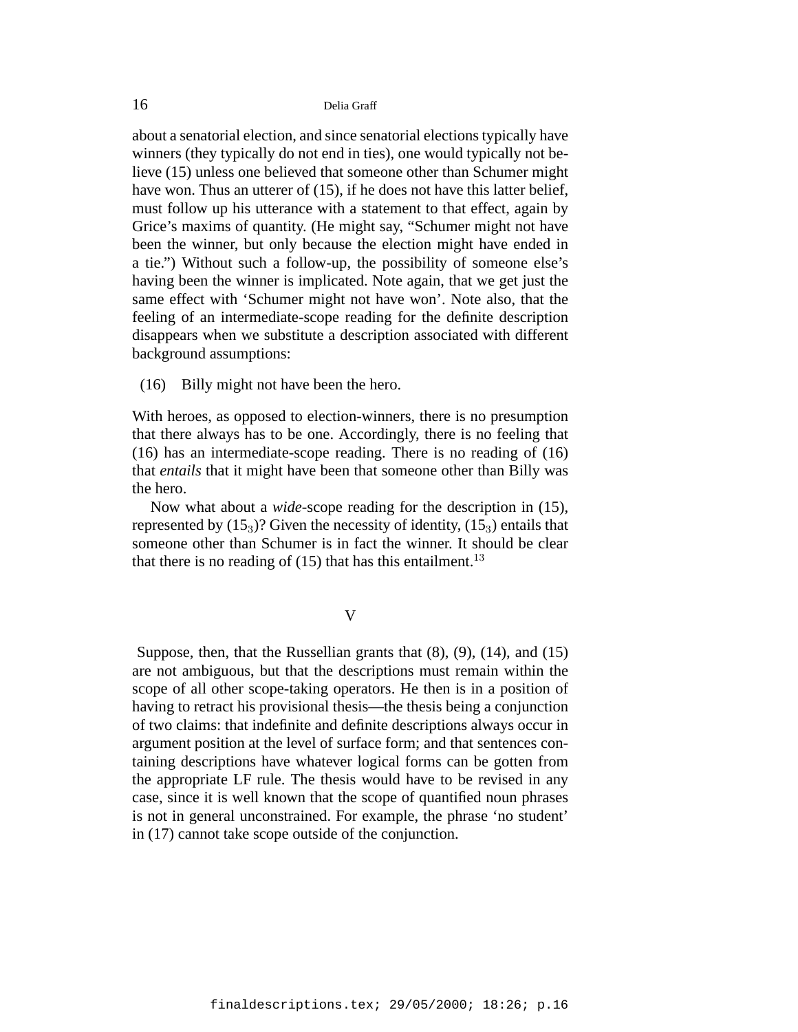about a senatorial election, and since senatorial elections typically have winners (they typically do not end in ties), one would typically not believe (15) unless one believed that someone other than Schumer might have won. Thus an utterer of (15), if he does not have this latter belief, must follow up his utterance with a statement to that effect, again by Grice's maxims of quantity. (He might say, "Schumer might not have been the winner, but only because the election might have ended in a tie.") Without such a follow-up, the possibility of someone else's having been the winner is implicated. Note again, that we get just the same effect with 'Schumer might not have won'. Note also, that the feeling of an intermediate-scope reading for the definite description disappears when we substitute a description associated with different background assumptions:

(16) Billy might not have been the hero.

With heroes, as opposed to election-winners, there is no presumption that there always has to be one. Accordingly, there is no feeling that (16) has an intermediate-scope reading. There is no reading of (16) that *entails* that it might have been that someone other than Billy was the hero.

Now what about a *wide*-scope reading for the description in (15), represented by ($15_3$)? Given the necessity of identity, ($15_3$) entails that someone other than Schumer is in fact the winner. It should be clear that there is no reading of (15) that has this entailment.[13]

## V

Suppose, then, that the Russellian grants that (8), (9), (14), and (15) are not ambiguous, but that the descriptions must remain within the scope of all other scope-taking operators. He then is in a position of having to retract his provisional thesis—the thesis being a conjunction of two claims: that indefinite and definite descriptions always occur in argument position at the level of surface form; and that sentences containing descriptions have whatever logical forms can be gotten from the appropriate LF rule. The thesis would have to be revised in any case, since it is well known that the scope of quantified noun phrases is not in general unconstrained. For example, the phrase 'no student' in (17) cannot take scope outside of the conjunction.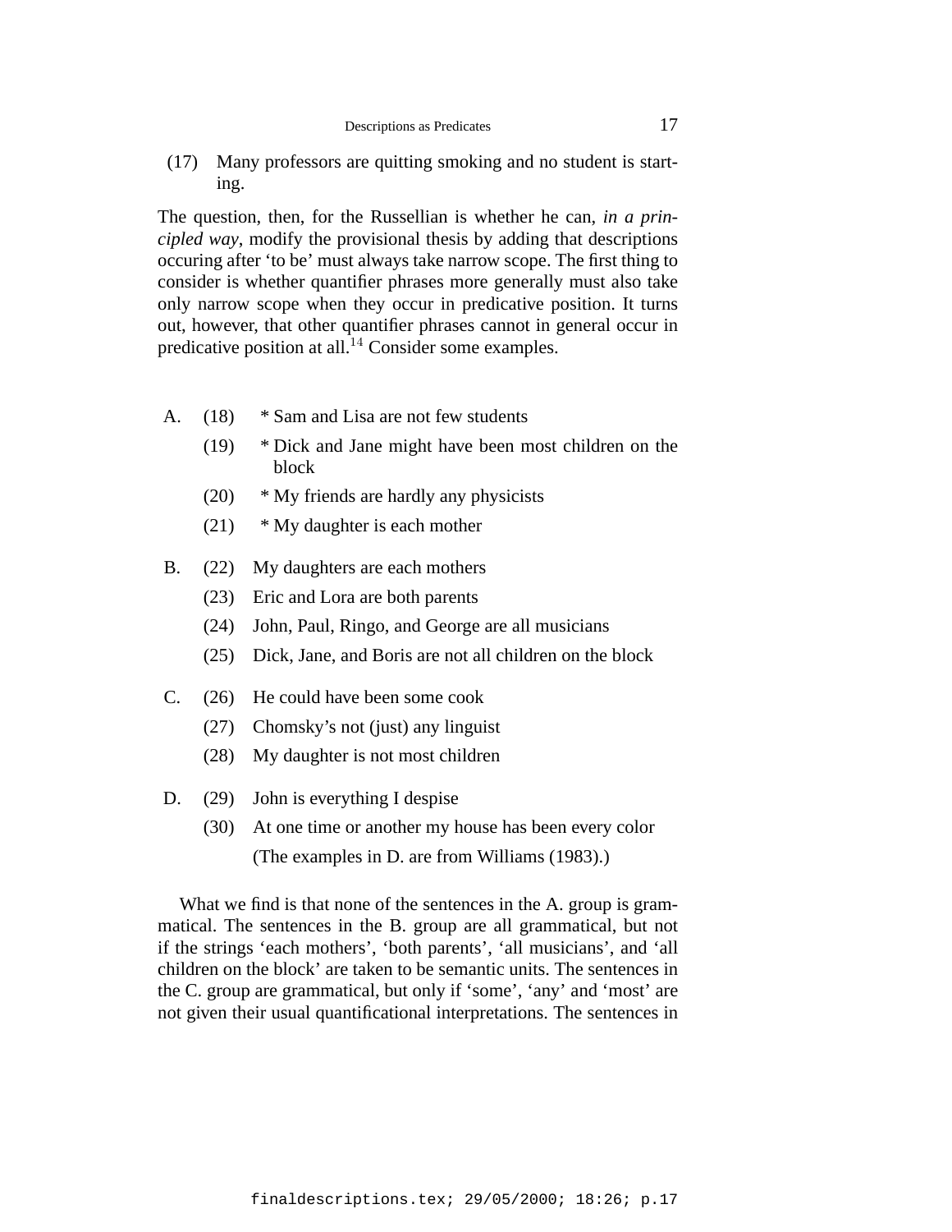(17) Many professors are quitting smoking and no student is starting.

The question, then, for the Russellian is whether he can, *in a principled way*, modify the provisional thesis by adding that descriptions occuring after ‘to be’ must always take narrow scope. The first thing to consider is whether quantifier phrases more generally must also take only narrow scope when they occur in predicative position. It turns out, however, that other quantifier phrases cannot in general occur in predicative position at all.[14] Consider some examples.

A. (18) * Sam and Lisa are not few students

(19) * Dick and Jane might have been most children on the block

(20) * My friends are hardly any physicists

(21) * My daughter is each mother

B. (22) My daughters are each mothers

(23) Eric and Lora are both parents

(24) John, Paul, Ringo, and George are all musicians

(25) Dick, Jane, and Boris are not all children on the block

C. (26) He could have been some cook

(27) Chomsky’s not (just) any linguist

(28) My daughter is not most children

D. (29) John is everything I despise

(30) At one time or another my house has been every color

(The examples in D. are from Williams (1983).)

What we find is that none of the sentences in the A. group is grammatical. The sentences in the B. group are all grammatical, but not if the strings ‘each mothers’, ‘both parents’, ‘all musicians’, and ‘all children on the block’ are taken to be semantic units. The sentences in the C. group are grammatical, but only if ‘some’, ‘any’ and ‘most’ are not given their usual quantificational interpretations. The sentences in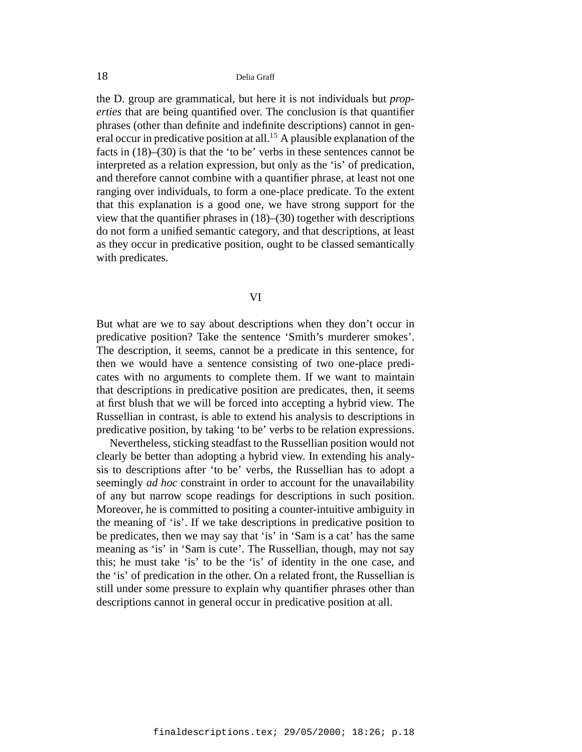the D. group are grammatical, but here it is not individuals but *properties* that are being quantified over. The conclusion is that quantifier phrases (other than definite and indefinite descriptions) cannot in general occur in predicative position at all.[15] A plausible explanation of the facts in (18)–(30) is that the 'to be' verbs in these sentences cannot be interpreted as a relation expression, but only as the 'is' of predication, and therefore cannot combine with a quantifier phrase, at least not one ranging over individuals, to form a one-place predicate. To the extent that this explanation is a good one, we have strong support for the view that the quantifier phrases in (18)–(30) together with descriptions do not form a unified semantic category, and that descriptions, at least as they occur in predicative position, ought to be classed semantically with predicates.

## VI

But what are we to say about descriptions when they don't occur in predicative position? Take the sentence 'Smith's murderer smokes'. The description, it seems, cannot be a predicate in this sentence, for then we would have a sentence consisting of two one-place predicates with no arguments to complete them. If we want to maintain that descriptions in predicative position are predicates, then, it seems at first blush that we will be forced into accepting a hybrid view. The Russellian in contrast, is able to extend his analysis to descriptions in predicative position, by taking 'to be' verbs to be relation expressions.

Nevertheless, sticking steadfast to the Russellian position would not clearly be better than adopting a hybrid view. In extending his analysis to descriptions after 'to be' verbs, the Russellian has to adopt a seemingly *ad hoc* constraint in order to account for the unavailability of any but narrow scope readings for descriptions in such position. Moreover, he is committed to positing a counter-intuitive ambiguity in the meaning of 'is'. If we take descriptions in predicative position to be predicates, then we may say that 'is' in 'Sam is a cat' has the same meaning as 'is' in 'Sam is cute'. The Russellian, though, may not say this; he must take 'is' to be the 'is' of identity in the one case, and the 'is' of predication in the other. On a related front, the Russellian is still under some pressure to explain why quantifier phrases other than descriptions cannot in general occur in predicative position at all.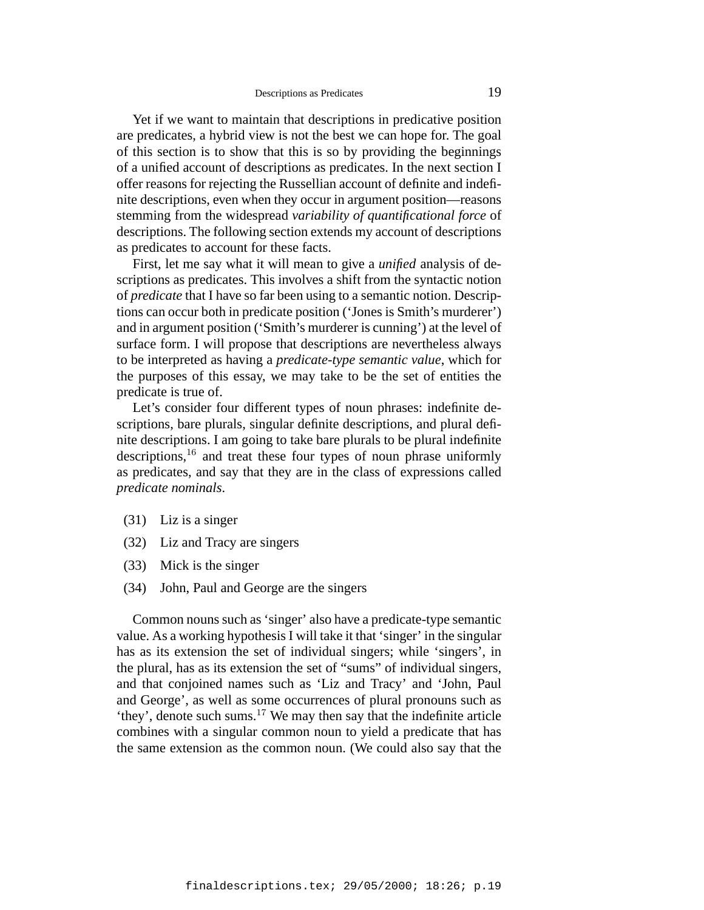Yet if we want to maintain that descriptions in predicative position are predicates, a hybrid view is not the best we can hope for. The goal of this section is to show that this is so by providing the beginnings of a unified account of descriptions as predicates. In the next section I offer reasons for rejecting the Russellian account of definite and indefinite descriptions, even when they occur in argument position—reasons stemming from the widespread *variability of quantificational force* of descriptions. The following section extends my account of descriptions as predicates to account for these facts.

First, let me say what it will mean to give a *unified* analysis of descriptions as predicates. This involves a shift from the syntactic notion of *predicate* that I have so far been using to a semantic notion. Descriptions can occur both in predicate position ('Jones is Smith's murderer') and in argument position ('Smith's murderer is cunning') at the level of surface form. I will propose that descriptions are nevertheless always to be interpreted as having a *predicate-type semantic value*, which for the purposes of this essay, we may take to be the set of entities the predicate is true of.

Let's consider four different types of noun phrases: indefinite descriptions, bare plurals, singular definite descriptions, and plural definite descriptions. I am going to take bare plurals to be plural indefinite descriptions,[16] and treat these four types of noun phrase uniformly as predicates, and say that they are in the class of expressions called *predicate nominals*.

(31) Liz is a singer

(32) Liz and Tracy are singers

(33) Mick is the singer

(34) John, Paul and George are the singers

Common nouns such as 'singer' also have a predicate-type semantic value. As a working hypothesis I will take it that 'singer' in the singular has as its extension the set of individual singers; while 'singers', in the plural, has as its extension the set of "sums" of individual singers, and that conjoined names such as 'Liz and Tracy' and 'John, Paul and George', as well as some occurrences of plural pronouns such as 'they', denote such sums.[17] We may then say that the indefinite article combines with a singular common noun to yield a predicate that has the same extension as the common noun. (We could also say that the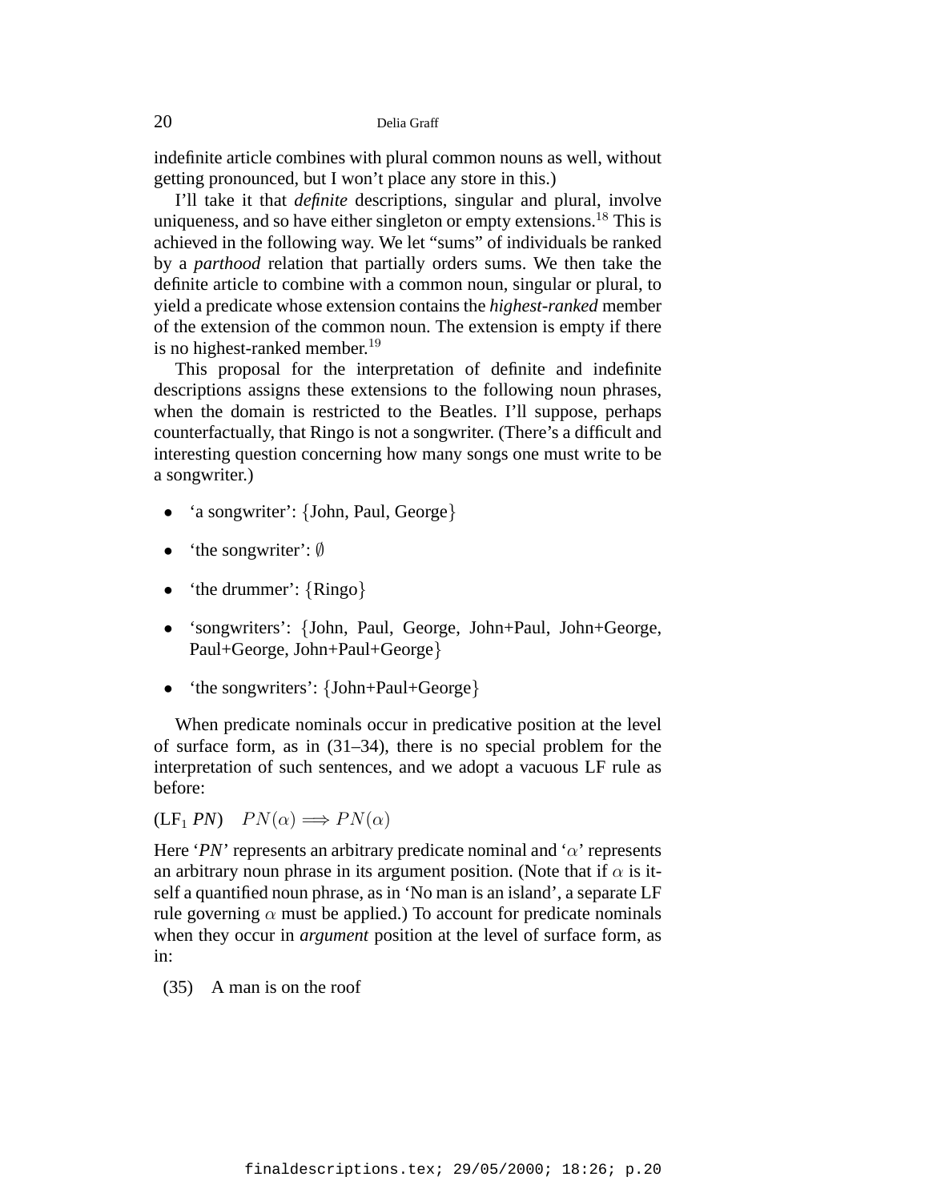indefinite article combines with plural common nouns as well, without getting pronounced, but I won't place any store in this.)

I'll take it that *definite* descriptions, singular and plural, involve uniqueness, and so have either singleton or empty extensions.[18] This is achieved in the following way. We let "sums" of individuals be ranked by a *parthood* relation that partially orders sums. We then take the definite article to combine with a common noun, singular or plural, to yield a predicate whose extension contains the *highest-ranked* member of the extension of the common noun. The extension is empty if there is no highest-ranked member.[19]

This proposal for the interpretation of definite and indefinite descriptions assigns these extensions to the following noun phrases, when the domain is restricted to the Beatles. I'll suppose, perhaps counterfactually, that Ringo is not a songwriter. (There's a difficult and interesting question concerning how many songs one must write to be a songwriter.)

- 'a songwriter': {John, Paul, George}
- 'the songwriter': $\emptyset$
- 'the drummer': {Ringo}
- 'songwriters': {John, Paul, George, John+Paul, John+George, Paul+George, John+Paul+George}
- 'the songwriters': {John+Paul+George}

When predicate nominals occur in predicative position at the level of surface form, as in (31–34), there is no special problem for the interpretation of such sentences, and we adopt a vacuous LF rule as before:

(LF$_1$ *PN*) $\quad PN(\alpha) \Longrightarrow PN(\alpha)$

Here '*PN*' represents an arbitrary predicate nominal and '$\alpha$' represents an arbitrary noun phrase in its argument position. (Note that if $\alpha$ is itself a quantified noun phrase, as in 'No man is an island', a separate LF rule governing $\alpha$ must be applied.) To account for predicate nominals when they occur in *argument* position at the level of surface form, as in:

(35) A man is on the roof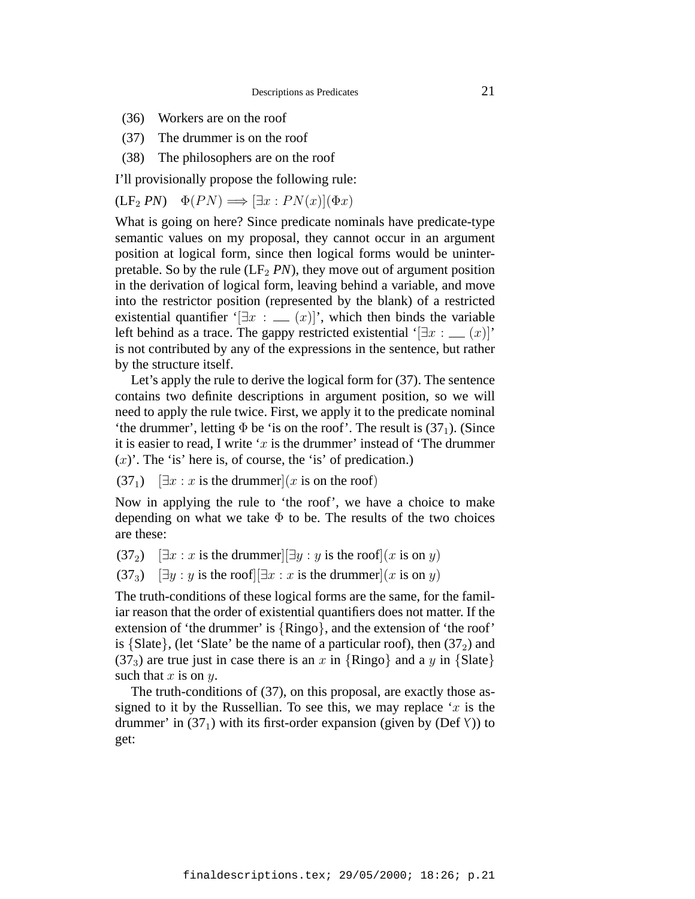(36) Workers are on the roof

(37) The drummer is on the roof

(38) The philosophers are on the roof

I'll provisionally propose the following rule:

(LF$_2$ *PN*) $\Phi(PN) \Longrightarrow [\exists x : PN(x)](\Phi x)$

What is going on here? Since predicate nominals have predicate-type semantic values on my proposal, they cannot occur in an argument position at logical form, since then logical forms would be uninterpretable. So by the rule (LF$_2$ *PN*), they move out of argument position in the derivation of logical form, leaving behind a variable, and move into the restrictor position (represented by the blank) of a restricted existential quantifier '$[\exists x : \_\_ (x)]$', which then binds the variable left behind as a trace. The gappy restricted existential '$[\exists x : \_\_ (x)]$' is not contributed by any of the expressions in the sentence, but rather by the structure itself.

Let's apply the rule to derive the logical form for (37). The sentence contains two definite descriptions in argument position, so we will need to apply the rule twice. First, we apply it to the predicate nominal 'the drummer', letting $\Phi$ be 'is on the roof'. The result is (37$_1$). (Since it is easier to read, I write '$x$ is the drummer' instead of 'The drummer ($x$)'. The 'is' here is, of course, the 'is' of predication.)

(37$_1$) $[\exists x : x \text{ is the drummer}](x \text{ is on the roof})$

Now in applying the rule to 'the roof', we have a choice to make depending on what we take $\Phi$ to be. The results of the two choices are these:

(37$_2$) $[\exists x : x \text{ is the drummer}][\exists y : y \text{ is the roof}](x \text{ is on } y)$

(37$_3$) $[\exists y : y \text{ is the roof}][\exists x : x \text{ is the drummer}](x \text{ is on } y)$

The truth-conditions of these logical forms are the same, for the familiar reason that the order of existential quantifiers does not matter. If the extension of 'the drummer' is {Ringo}, and the extension of 'the roof' is {Slate}, (let 'Slate' be the name of a particular roof), then (37$_2$) and (37$_3$) are true just in case there is an $x$ in {Ringo} and a $y$ in {Slate} such that $x$ is on $y$.

The truth-conditions of (37), on this proposal, are exactly those assigned to it by the Russellian. To see this, we may replace '$x$ is the drummer' in (37$_1$) with its first-order expansion (given by (Def $\curlyvee$)) to get: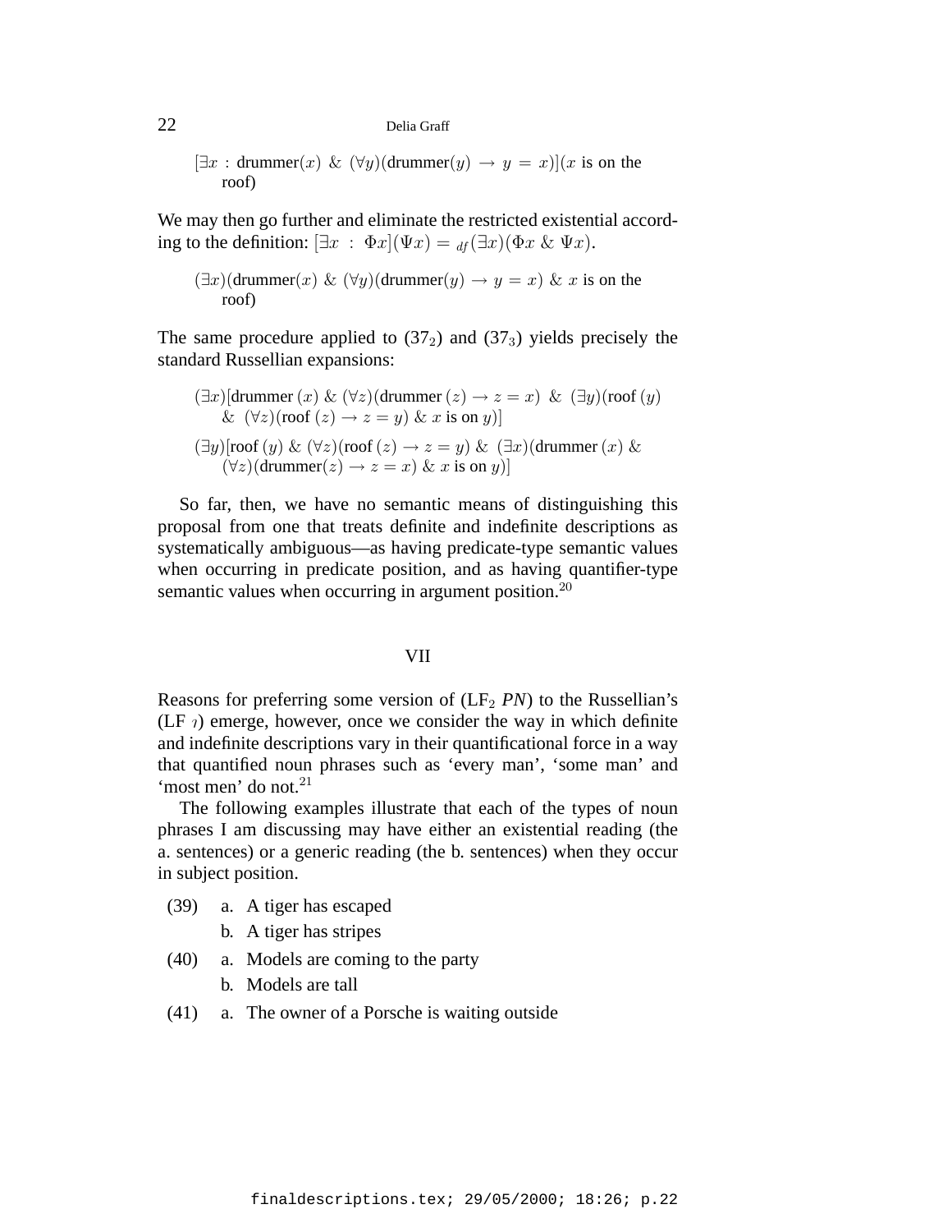$[\exists x : \text{drummer}(x)\ \&\ (\forall y)(\text{drummer}(y) \rightarrow y = x)](x \text{ is on the roof})$

We may then go further and eliminate the restricted existential according to the definition: $[\exists x : \Phi x](\Psi x) =_{df} (\exists x)(\Phi x\ \&\ \Psi x)$.

$(\exists x)(\text{drummer}(x)\ \&\ (\forall y)(\text{drummer}(y) \rightarrow y = x)\ \&\ x \text{ is on the roof})$

The same procedure applied to ($37_2$) and ($37_3$) yields precisely the standard Russellian expansions:

$(\exists x)[\text{drummer}\,(x)\ \&\ (\forall z)(\text{drummer}\,(z) \rightarrow z = x)\ \&\ (\exists y)(\text{roof}\,(y)\ \&\ (\forall z)(\text{roof}\,(z) \rightarrow z = y)\ \&\ x \text{ is on } y)]$

$(\exists y)[\text{roof}\,(y)\ \&\ (\forall z)(\text{roof}\,(z) \rightarrow z = y)\ \&\ (\exists x)(\text{drummer}\,(x)\ \&\ (\forall z)(\text{drummer}(z) \rightarrow z = x)\ \&\ x \text{ is on } y)]$

So far, then, we have no semantic means of distinguishing this proposal from one that treats definite and indefinite descriptions as systematically ambiguous—as having predicate-type semantic values when occurring in predicate position, and as having quantifier-type semantic values when occurring in argument position.[20]

## VII

Reasons for preferring some version of ($\text{LF}_2$ *PN*) to the Russellian's (LF $\imath$) emerge, however, once we consider the way in which definite and indefinite descriptions vary in their quantificational force in a way that quantified noun phrases such as 'every man', 'some man' and 'most men' do not.[21]

The following examples illustrate that each of the types of noun phrases I am discussing may have either an existential reading (the a. sentences) or a generic reading (the b. sentences) when they occur in subject position.

(39) a. A tiger has escaped
     b. A tiger has stripes

(40) a. Models are coming to the party
     b. Models are tall

(41) a. The owner of a Porsche is waiting outside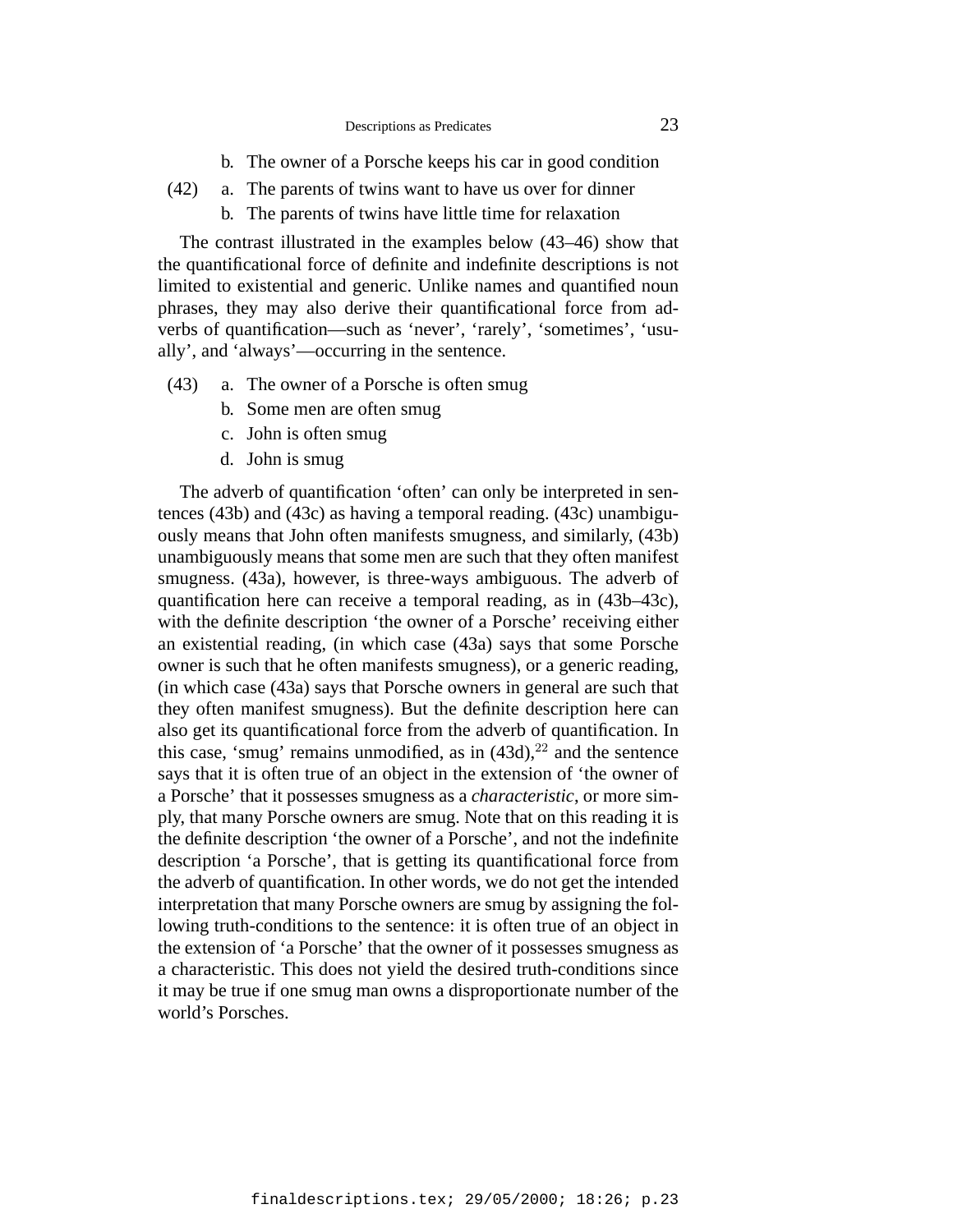b. The owner of a Porsche keeps his car in good condition

(42) a. The parents of twins want to have us over for dinner

b. The parents of twins have little time for relaxation

The contrast illustrated in the examples below (43–46) show that the quantificational force of definite and indefinite descriptions is not limited to existential and generic. Unlike names and quantified noun phrases, they may also derive their quantificational force from adverbs of quantification—such as 'never', 'rarely', 'sometimes', 'usually', and 'always'—occurring in the sentence.

(43) a. The owner of a Porsche is often smug

b. Some men are often smug

c. John is often smug

d. John is smug

The adverb of quantification 'often' can only be interpreted in sentences (43b) and (43c) as having a temporal reading. (43c) unambiguously means that John often manifests smugness, and similarly, (43b) unambiguously means that some men are such that they often manifest smugness. (43a), however, is three-ways ambiguous. The adverb of quantification here can receive a temporal reading, as in (43b–43c), with the definite description 'the owner of a Porsche' receiving either an existential reading, (in which case (43a) says that some Porsche owner is such that he often manifests smugness), or a generic reading, (in which case (43a) says that Porsche owners in general are such that they often manifest smugness). But the definite description here can also get its quantificational force from the adverb of quantification. In this case, 'smug' remains unmodified, as in (43d),[22] and the sentence says that it is often true of an object in the extension of 'the owner of a Porsche' that it possesses smugness as a *characteristic*, or more simply, that many Porsche owners are smug. Note that on this reading it is the definite description 'the owner of a Porsche', and not the indefinite description 'a Porsche', that is getting its quantificational force from the adverb of quantification. In other words, we do not get the intended interpretation that many Porsche owners are smug by assigning the following truth-conditions to the sentence: it is often true of an object in the extension of 'a Porsche' that the owner of it possesses smugness as a characteristic. This does not yield the desired truth-conditions since it may be true if one smug man owns a disproportionate number of the world's Porsches.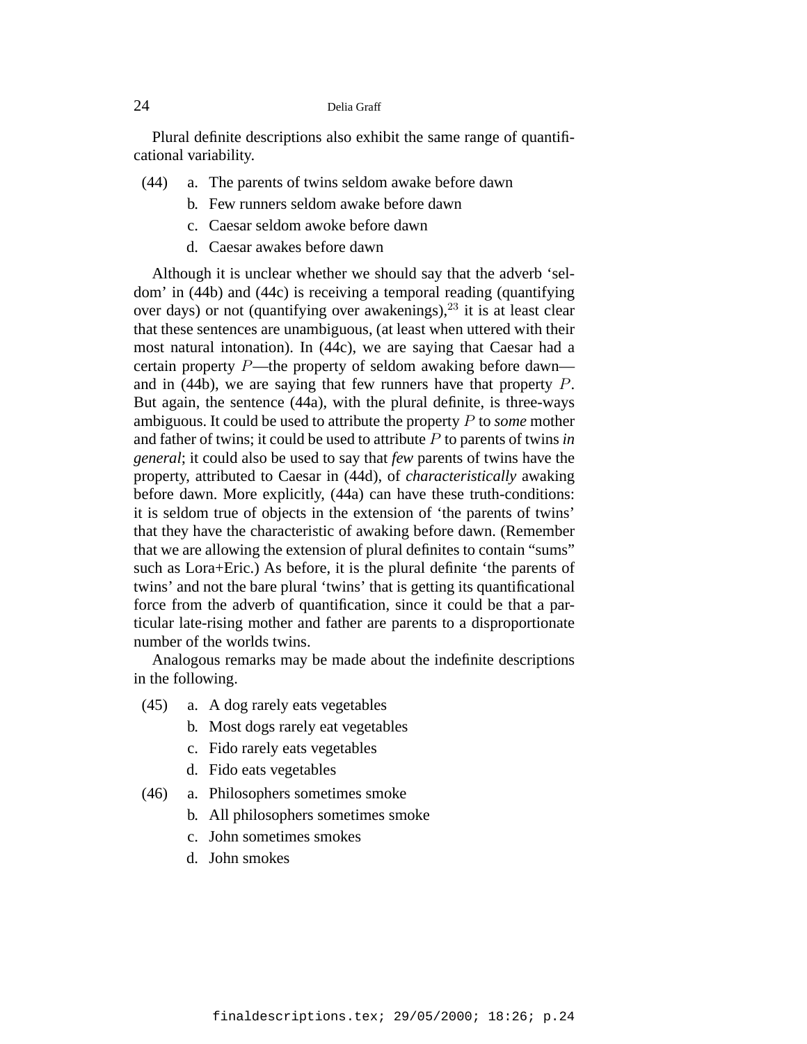Plural definite descriptions also exhibit the same range of quantificational variability.

(44) a. The parents of twins seldom awake before dawn
   b. Few runners seldom awake before dawn
   c. Caesar seldom awoke before dawn
   d. Caesar awakes before dawn

Although it is unclear whether we should say that the adverb 'seldom' in (44b) and (44c) is receiving a temporal reading (quantifying over days) or not (quantifying over awakenings),[23] it is at least clear that these sentences are unambiguous, (at least when uttered with their most natural intonation). In (44c), we are saying that Caesar had a certain property $P$—the property of seldom awaking before dawn—and in (44b), we are saying that few runners have that property $P$. But again, the sentence (44a), with the plural definite, is three-ways ambiguous. It could be used to attribute the property $P$ to *some* mother and father of twins; it could be used to attribute $P$ to parents of twins *in general*; it could also be used to say that *few* parents of twins have the property, attributed to Caesar in (44d), of *characteristically* awaking before dawn. More explicitly, (44a) can have these truth-conditions: it is seldom true of objects in the extension of 'the parents of twins' that they have the characteristic of awaking before dawn. (Remember that we are allowing the extension of plural definites to contain "sums" such as Lora+Eric.) As before, it is the plural definite 'the parents of twins' and not the bare plural 'twins' that is getting its quantificational force from the adverb of quantification, since it could be that a particular late-rising mother and father are parents to a disproportionate number of the worlds twins.

Analogous remarks may be made about the indefinite descriptions in the following.

(45) a. A dog rarely eats vegetables
   b. Most dogs rarely eat vegetables
   c. Fido rarely eats vegetables
   d. Fido eats vegetables

(46) a. Philosophers sometimes smoke
   b. All philosophers sometimes smoke
   c. John sometimes smokes
   d. John smokes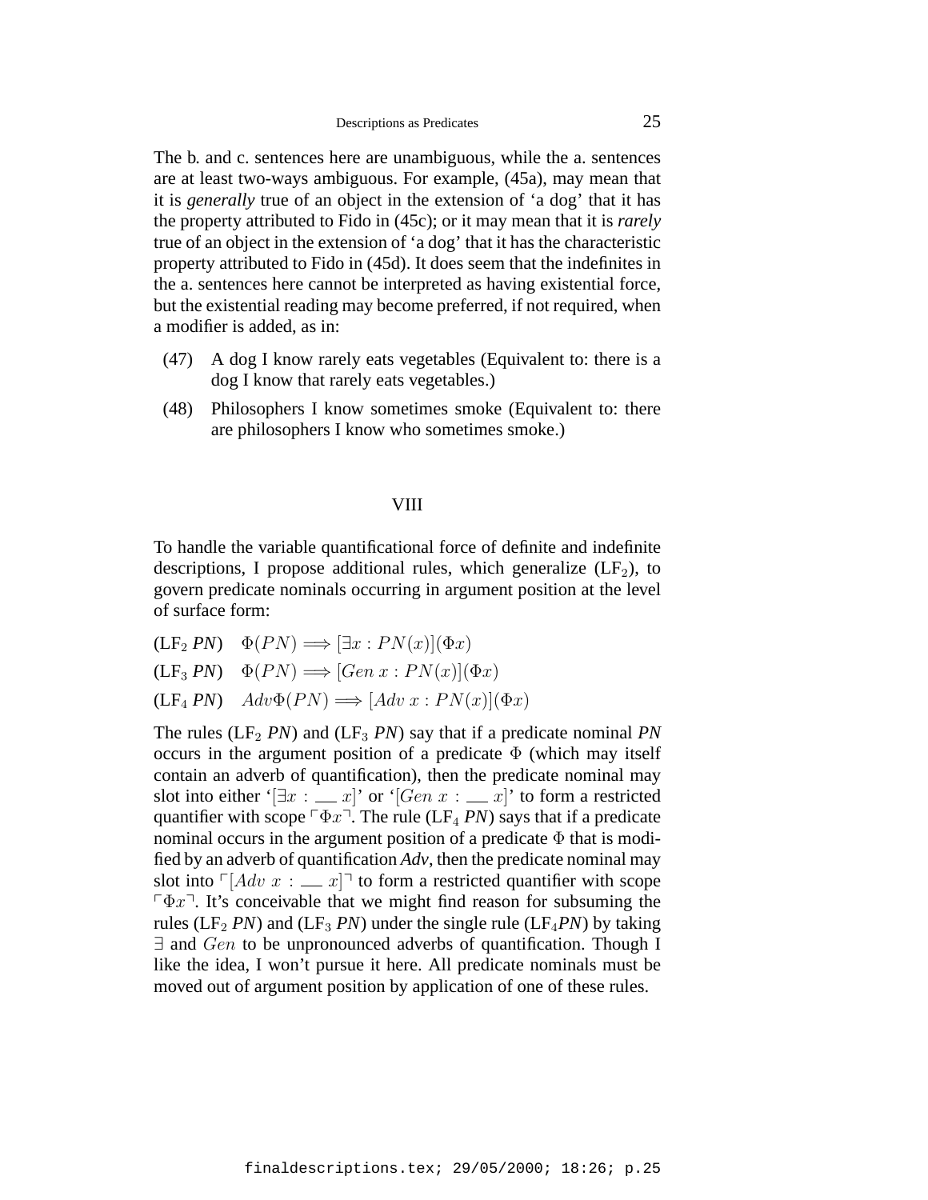The b. and c. sentences here are unambiguous, while the a. sentences are at least two-ways ambiguous. For example, (45a), may mean that it is *generally* true of an object in the extension of 'a dog' that it has the property attributed to Fido in (45c); or it may mean that it is *rarely* true of an object in the extension of 'a dog' that it has the characteristic property attributed to Fido in (45d). It does seem that the indefinites in the a. sentences here cannot be interpreted as having existential force, but the existential reading may become preferred, if not required, when a modifier is added, as in:

(47) A dog I know rarely eats vegetables (Equivalent to: there is a dog I know that rarely eats vegetables.)

(48) Philosophers I know sometimes smoke (Equivalent to: there are philosophers I know who sometimes smoke.)

## VIII

To handle the variable quantificational force of definite and indefinite descriptions, I propose additional rules, which generalize ($\mathrm{LF}_2$), to govern predicate nominals occurring in argument position at the level of surface form:

($\mathrm{LF}_2$ *PN*) $\quad \Phi(PN) \Longrightarrow [\exists x : PN(x)](\Phi x)$

($\mathrm{LF}_3$ *PN*) $\quad \Phi(PN) \Longrightarrow [Gen\ x : PN(x)](\Phi x)$

($\mathrm{LF}_4$ *PN*) $\quad Adv\Phi(PN) \Longrightarrow [Adv\ x : PN(x)](\Phi x)$

The rules ($\mathrm{LF}_2$ *PN*) and ($\mathrm{LF}_3$ *PN*) say that if a predicate nominal *PN* occurs in the argument position of a predicate $\Phi$ (which may itself contain an adverb of quantification), then the predicate nominal may slot into either '$[\exists x : \_\_\ x]$' or '$[Gen\ x : \_\_\ x]$' to form a restricted quantifier with scope $\ulcorner \Phi x \urcorner$. The rule ($\mathrm{LF}_4$ *PN*) says that if a predicate nominal occurs in the argument position of a predicate $\Phi$ that is modified by an adverb of quantification *Adv*, then the predicate nominal may slot into $\ulcorner [Adv\ x : \_\_\ x] \urcorner$ to form a restricted quantifier with scope $\ulcorner \Phi x \urcorner$. It's conceivable that we might find reason for subsuming the rules ($\mathrm{LF}_2$ *PN*) and ($\mathrm{LF}_3$ *PN*) under the single rule ($\mathrm{LF}_4$*PN*) by taking $\exists$ and $Gen$ to be unpronounced adverbs of quantification. Though I like the idea, I won't pursue it here. All predicate nominals must be moved out of argument position by application of one of these rules.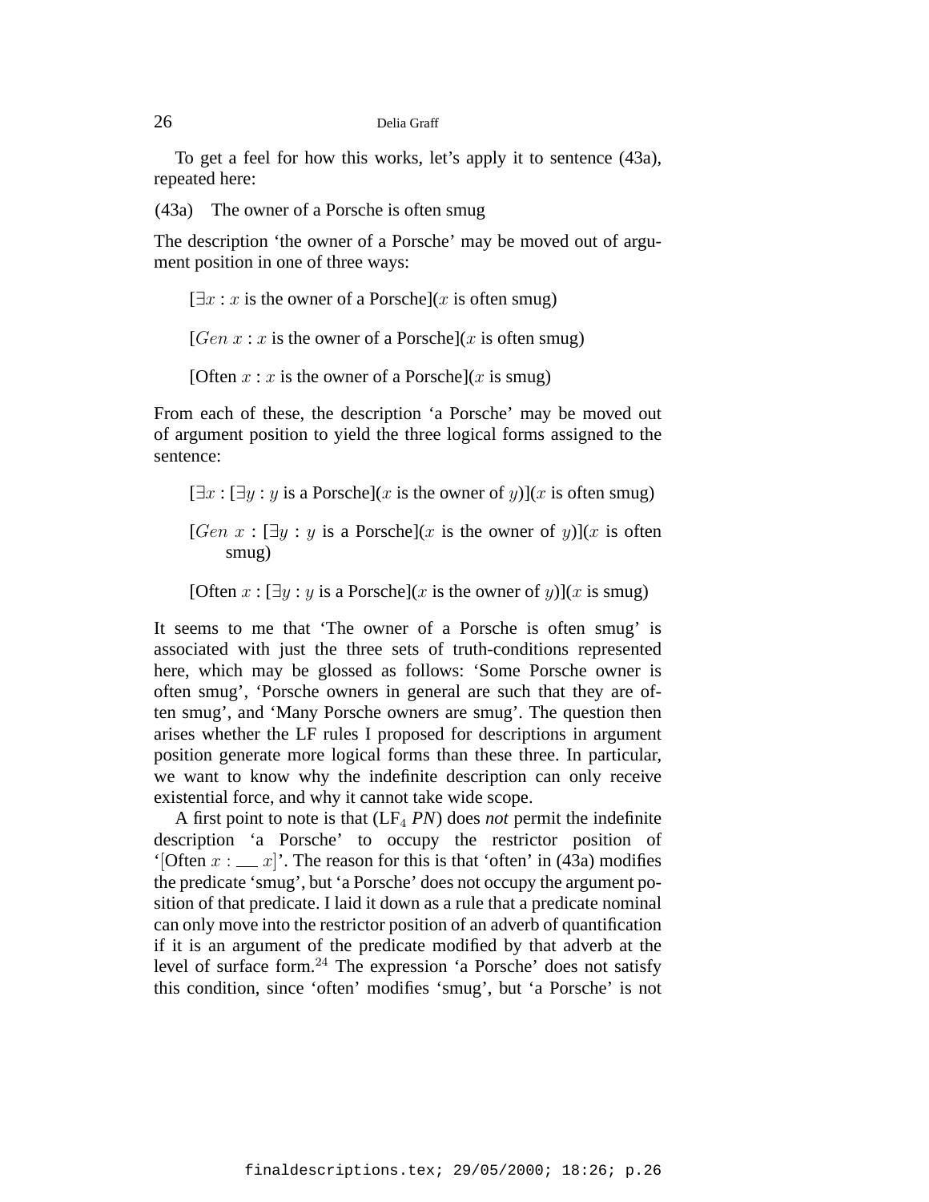To get a feel for how this works, let's apply it to sentence (43a), repeated here:

(43a) The owner of a Porsche is often smug

The description 'the owner of a Porsche' may be moved out of argument position in one of three ways:

[$\exists x$ : $x$ is the owner of a Porsche]($x$ is often smug)

[$Gen\ x$ : $x$ is the owner of a Porsche]($x$ is often smug)

[Often $x$ : $x$ is the owner of a Porsche]($x$ is smug)

From each of these, the description 'a Porsche' may be moved out of argument position to yield the three logical forms assigned to the sentence:

[$\exists x$ : [$\exists y$ : $y$ is a Porsche]($x$ is the owner of $y$)]($x$ is often smug)

[$Gen\ x$ : [$\exists y$ : $y$ is a Porsche]($x$ is the owner of $y$)]($x$ is often smug)

[Often $x$ : [$\exists y$ : $y$ is a Porsche]($x$ is the owner of $y$)]($x$ is smug)

It seems to me that 'The owner of a Porsche is often smug' is associated with just the three sets of truth-conditions represented here, which may be glossed as follows: 'Some Porsche owner is often smug', 'Porsche owners in general are such that they are often smug', and 'Many Porsche owners are smug'. The question then arises whether the LF rules I proposed for descriptions in argument position generate more logical forms than these three. In particular, we want to know why the indefinite description can only receive existential force, and why it cannot take wide scope.

A first point to note is that ($LF_4$ *PN*) does *not* permit the indefinite description 'a Porsche' to occupy the restrictor position of '[Often $x$ : ___ $x$]'. The reason for this is that 'often' in (43a) modifies the predicate 'smug', but 'a Porsche' does not occupy the argument position of that predicate. I laid it down as a rule that a predicate nominal can only move into the restrictor position of an adverb of quantification if it is an argument of the predicate modified by that adverb at the level of surface form.[24] The expression 'a Porsche' does not satisfy this condition, since 'often' modifies 'smug', but 'a Porsche' is not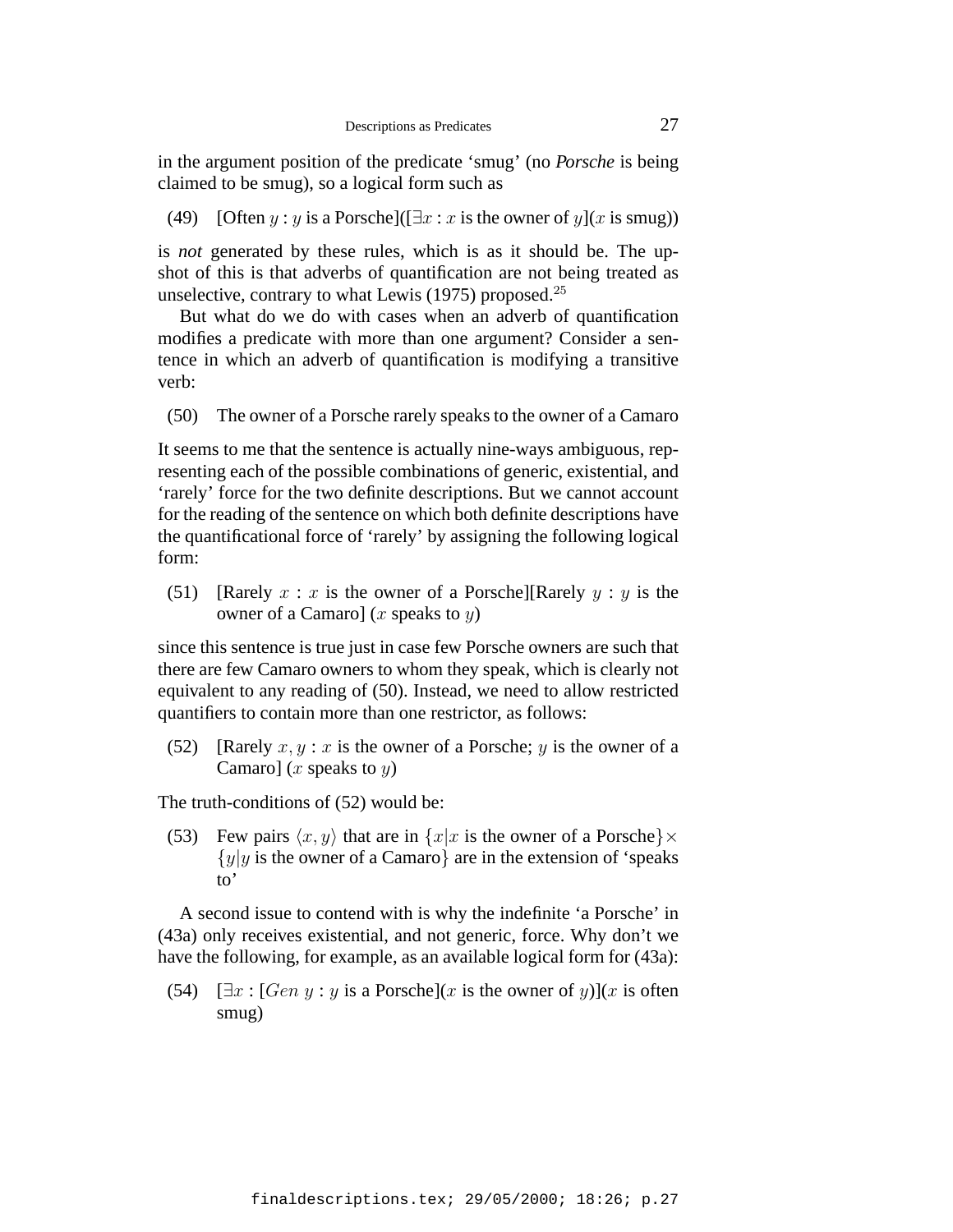in the argument position of the predicate 'smug' (no *Porsche* is being claimed to be smug), so a logical form such as

(49) [Often $y$ : $y$ is a Porsche]([$\exists x$ : $x$ is the owner of $y$]($x$ is smug))

is *not* generated by these rules, which is as it should be. The upshot of this is that adverbs of quantification are not being treated as unselective, contrary to what Lewis (1975) proposed.[25]

But what do we do with cases when an adverb of quantification modifies a predicate with more than one argument? Consider a sentence in which an adverb of quantification is modifying a transitive verb:

(50) The owner of a Porsche rarely speaks to the owner of a Camaro

It seems to me that the sentence is actually nine-ways ambiguous, representing each of the possible combinations of generic, existential, and 'rarely' force for the two definite descriptions. But we cannot account for the reading of the sentence on which both definite descriptions have the quantificational force of 'rarely' by assigning the following logical form:

(51) [Rarely $x$ : $x$ is the owner of a Porsche][Rarely $y$ : $y$ is the owner of a Camaro] ($x$ speaks to $y$)

since this sentence is true just in case few Porsche owners are such that there are few Camaro owners to whom they speak, which is clearly not equivalent to any reading of (50). Instead, we need to allow restricted quantifiers to contain more than one restrictor, as follows:

(52) [Rarely $x, y$ : $x$ is the owner of a Porsche; $y$ is the owner of a Camaro] ($x$ speaks to $y$)

The truth-conditions of (52) would be:

(53) Few pairs $\langle x, y \rangle$ that are in $\{x | x$ is the owner of a Porsche$\} \times \{y | y$ is the owner of a Camaro$\}$ are in the extension of 'speaks to'

A second issue to contend with is why the indefinite 'a Porsche' in (43a) only receives existential, and not generic, force. Why don't we have the following, for example, as an available logical form for (43a):

(54) [$\exists x$ : [$Gen$ $y$ : $y$ is a Porsche]($x$ is the owner of $y$)]($x$ is often smug)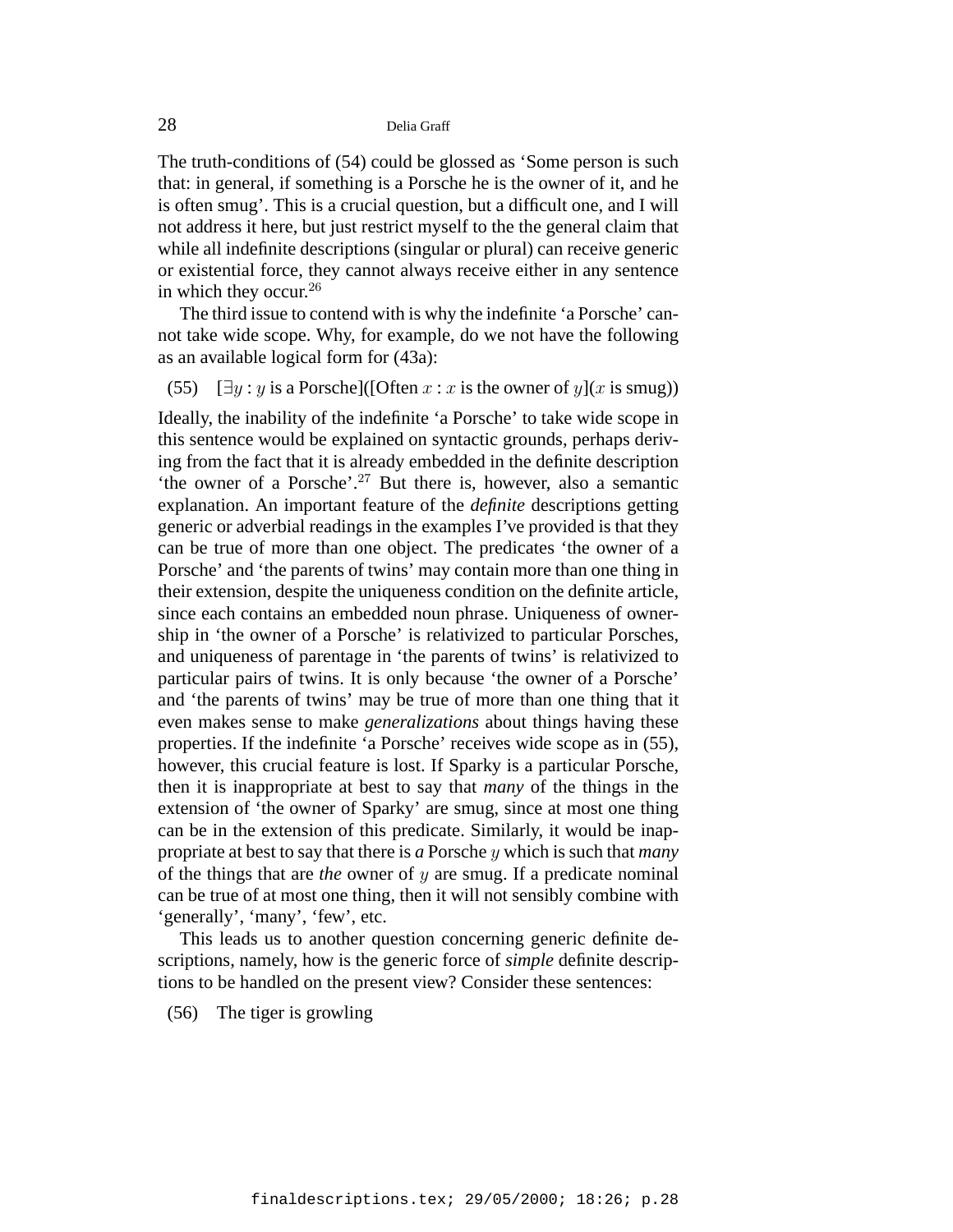The truth-conditions of (54) could be glossed as 'Some person is such that: in general, if something is a Porsche he is the owner of it, and he is often smug'. This is a crucial question, but a difficult one, and I will not address it here, but just restrict myself to the the general claim that while all indefinite descriptions (singular or plural) can receive generic or existential force, they cannot always receive either in any sentence in which they occur.[26]

The third issue to contend with is why the indefinite 'a Porsche' cannot take wide scope. Why, for example, do we not have the following as an available logical form for (43a):

(55) $[\exists y : y$ is a Porsche$]([$Often $x : x$ is the owner of $y](x$ is smug$))$

Ideally, the inability of the indefinite 'a Porsche' to take wide scope in this sentence would be explained on syntactic grounds, perhaps deriving from the fact that it is already embedded in the definite description 'the owner of a Porsche'.[27] But there is, however, also a semantic explanation. An important feature of the *definite* descriptions getting generic or adverbial readings in the examples I've provided is that they can be true of more than one object. The predicates 'the owner of a Porsche' and 'the parents of twins' may contain more than one thing in their extension, despite the uniqueness condition on the definite article, since each contains an embedded noun phrase. Uniqueness of ownership in 'the owner of a Porsche' is relativized to particular Porsches, and uniqueness of parentage in 'the parents of twins' is relativized to particular pairs of twins. It is only because 'the owner of a Porsche' and 'the parents of twins' may be true of more than one thing that it even makes sense to make *generalizations* about things having these properties. If the indefinite 'a Porsche' receives wide scope as in (55), however, this crucial feature is lost. If Sparky is a particular Porsche, then it is inappropriate at best to say that *many* of the things in the extension of 'the owner of Sparky' are smug, since at most one thing can be in the extension of this predicate. Similarly, it would be inappropriate at best to say that there is *a* Porsche $y$ which is such that *many* of the things that are *the* owner of $y$ are smug. If a predicate nominal can be true of at most one thing, then it will not sensibly combine with 'generally', 'many', 'few', etc.

This leads us to another question concerning generic definite descriptions, namely, how is the generic force of *simple* definite descriptions to be handled on the present view? Consider these sentences:

(56) The tiger is growling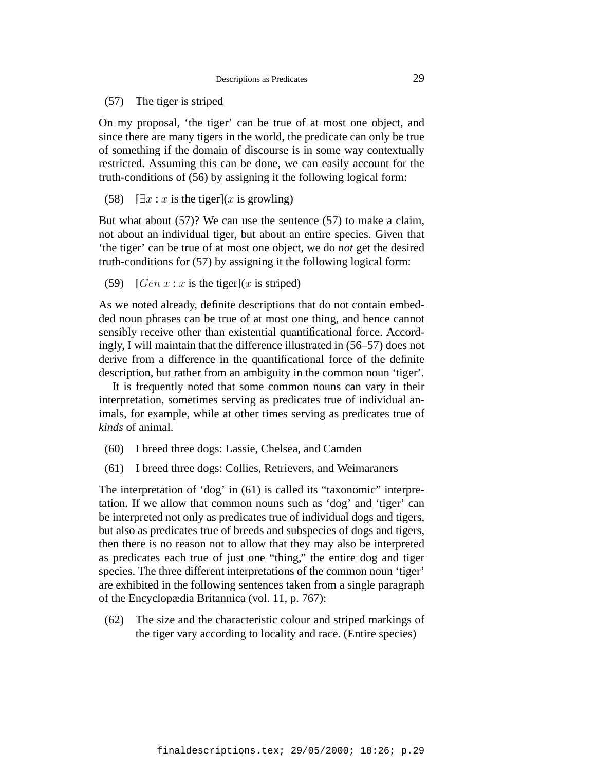(57) The tiger is striped

On my proposal, 'the tiger' can be true of at most one object, and since there are many tigers in the world, the predicate can only be true of something if the domain of discourse is in some way contextually restricted. Assuming this can be done, we can easily account for the truth-conditions of (56) by assigning it the following logical form:

(58) $[\exists x : x$ is the tiger$](x$ is growling$)$

But what about (57)? We can use the sentence (57) to make a claim, not about an individual tiger, but about an entire species. Given that 'the tiger' can be true of at most one object, we do *not* get the desired truth-conditions for (57) by assigning it the following logical form:

(59) $[Gen\ x : x$ is the tiger$](x$ is striped$)$

As we noted already, definite descriptions that do not contain embedded noun phrases can be true of at most one thing, and hence cannot sensibly receive other than existential quantificational force. Accordingly, I will maintain that the difference illustrated in (56–57) does not derive from a difference in the quantificational force of the definite description, but rather from an ambiguity in the common noun 'tiger'.

It is frequently noted that some common nouns can vary in their interpretation, sometimes serving as predicates true of individual animals, for example, while at other times serving as predicates true of *kinds* of animal.

(60) I breed three dogs: Lassie, Chelsea, and Camden

(61) I breed three dogs: Collies, Retrievers, and Weimaraners

The interpretation of 'dog' in (61) is called its "taxonomic" interpretation. If we allow that common nouns such as 'dog' and 'tiger' can be interpreted not only as predicates true of individual dogs and tigers, but also as predicates true of breeds and subspecies of dogs and tigers, then there is no reason not to allow that they may also be interpreted as predicates each true of just one "thing," the entire dog and tiger species. The three different interpretations of the common noun 'tiger' are exhibited in the following sentences taken from a single paragraph of the Encyclopædia Britannica (vol. 11, p. 767):

(62) The size and the characteristic colour and striped markings of the tiger vary according to locality and race. (Entire species)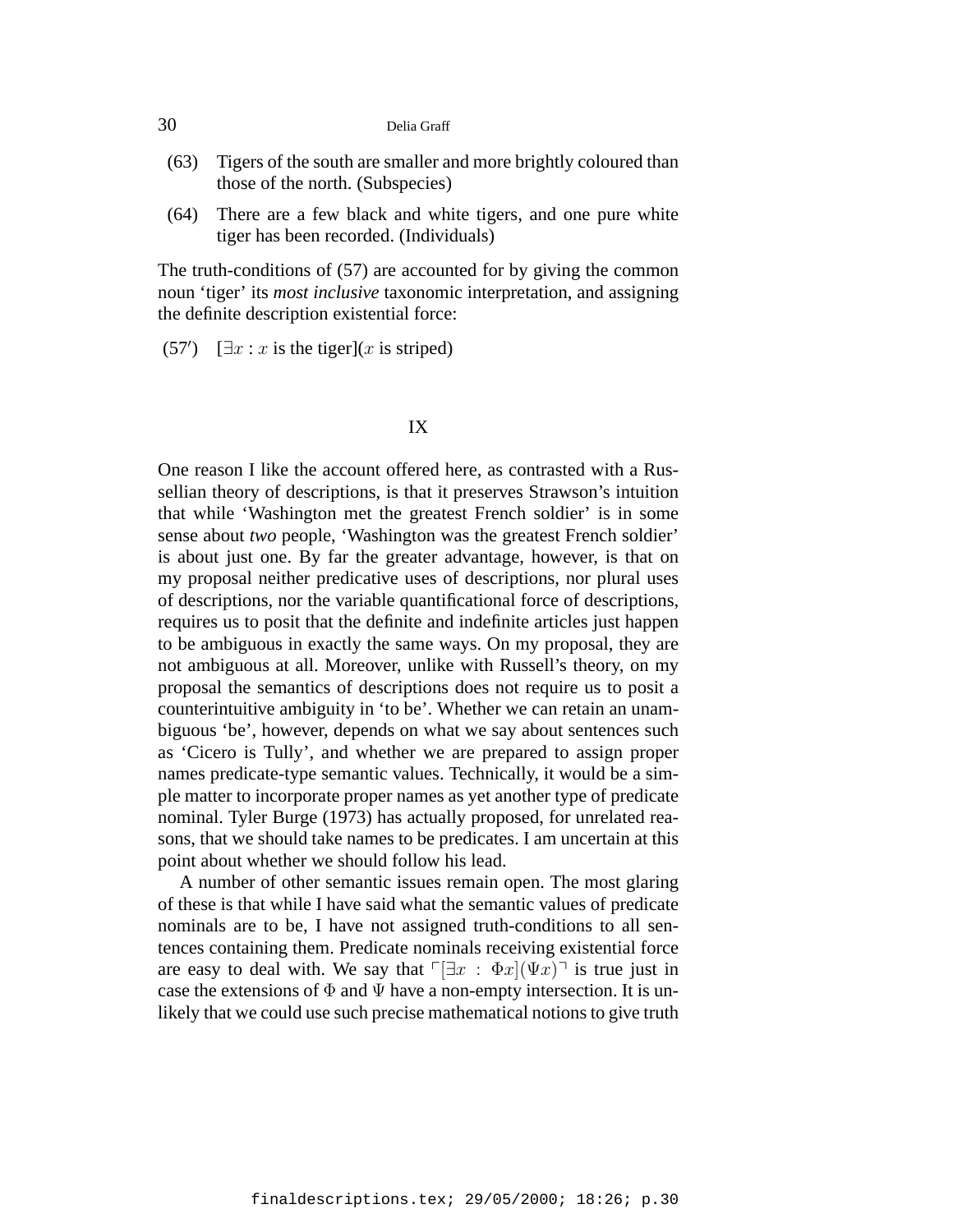(63) Tigers of the south are smaller and more brightly coloured than those of the north. (Subspecies)

(64) There are a few black and white tigers, and one pure white tiger has been recorded. (Individuals)

The truth-conditions of (57) are accounted for by giving the common noun 'tiger' its *most inclusive* taxonomic interpretation, and assigning the definite description existential force:

(57′) [$\exists x$ : $x$ is the tiger]($x$ is striped)

## IX

One reason I like the account offered here, as contrasted with a Russellian theory of descriptions, is that it preserves Strawson's intuition that while 'Washington met the greatest French soldier' is in some sense about *two* people, 'Washington was the greatest French soldier' is about just one. By far the greater advantage, however, is that on my proposal neither predicative uses of descriptions, nor plural uses of descriptions, nor the variable quantificational force of descriptions, requires us to posit that the definite and indefinite articles just happen to be ambiguous in exactly the same ways. On my proposal, they are not ambiguous at all. Moreover, unlike with Russell's theory, on my proposal the semantics of descriptions does not require us to posit a counterintuitive ambiguity in 'to be'. Whether we can retain an unambiguous 'be', however, depends on what we say about sentences such as 'Cicero is Tully', and whether we are prepared to assign proper names predicate-type semantic values. Technically, it would be a simple matter to incorporate proper names as yet another type of predicate nominal. Tyler Burge (1973) has actually proposed, for unrelated reasons, that we should take names to be predicates. I am uncertain at this point about whether we should follow his lead.

A number of other semantic issues remain open. The most glaring of these is that while I have said what the semantic values of predicate nominals are to be, I have not assigned truth-conditions to all sentences containing them. Predicate nominals receiving existential force are easy to deal with. We say that $\ulcorner[\exists x : \Phi x](\Psi x)\urcorner$ is true just in case the extensions of $\Phi$ and $\Psi$ have a non-empty intersection. It is unlikely that we could use such precise mathematical notions to give truth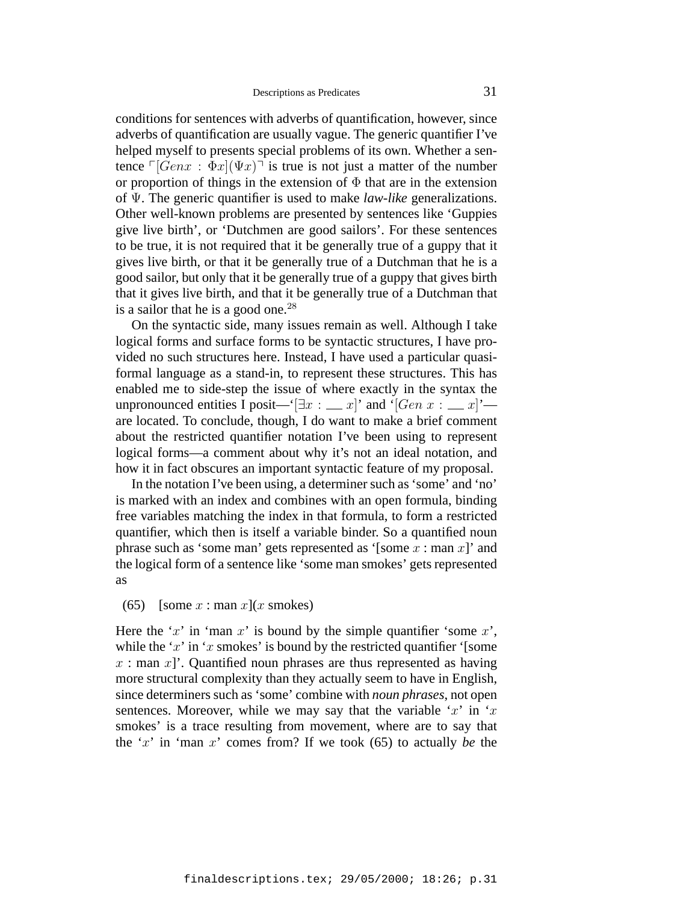conditions for sentences with adverbs of quantification, however, since adverbs of quantification are usually vague. The generic quantifier I've helped myself to presents special problems of its own. Whether a sentence $\ulcorner [Gen x : \Phi x](\Psi x) \urcorner$ is true is not just a matter of the number or proportion of things in the extension of $\Phi$ that are in the extension of $\Psi$. The generic quantifier is used to make *law-like* generalizations. Other well-known problems are presented by sentences like 'Guppies give live birth', or 'Dutchmen are good sailors'. For these sentences to be true, it is not required that it be generally true of a guppy that it gives live birth, or that it be generally true of a Dutchman that he is a good sailor, but only that it be generally true of a guppy that gives birth that it gives live birth, and that it be generally true of a Dutchman that is a sailor that he is a good one.[28]

On the syntactic side, many issues remain as well. Although I take logical forms and surface forms to be syntactic structures, I have provided no such structures here. Instead, I have used a particular quasi-formal language as a stand-in, to represent these structures. This has enabled me to side-step the issue of where exactly in the syntax the unpronounced entities I posit—'$[\exists x : \_\_ x]$' and '$[Gen\ x : \_\_ x]$'—are located. To conclude, though, I do want to make a brief comment about the restricted quantifier notation I've been using to represent logical forms—a comment about why it's not an ideal notation, and how it in fact obscures an important syntactic feature of my proposal.

In the notation I've been using, a determiner such as 'some' and 'no' is marked with an index and combines with an open formula, binding free variables matching the index in that formula, to form a restricted quantifier, which then is itself a variable binder. So a quantified noun phrase such as 'some man' gets represented as '[some $x$ : man $x$]' and the logical form of a sentence like 'some man smokes' gets represented as

(65) [some $x$ : man $x$]($x$ smokes)

Here the '$x$' in 'man $x$' is bound by the simple quantifier 'some $x$', while the '$x$' in '$x$ smokes' is bound by the restricted quantifier '[some $x$ : man $x$]'. Quantified noun phrases are thus represented as having more structural complexity than they actually seem to have in English, since determiners such as 'some' combine with *noun phrases*, not open sentences. Moreover, while we may say that the variable '$x$' in '$x$ smokes' is a trace resulting from movement, where are to say that the '$x$' in 'man $x$' comes from? If we took (65) to actually *be* the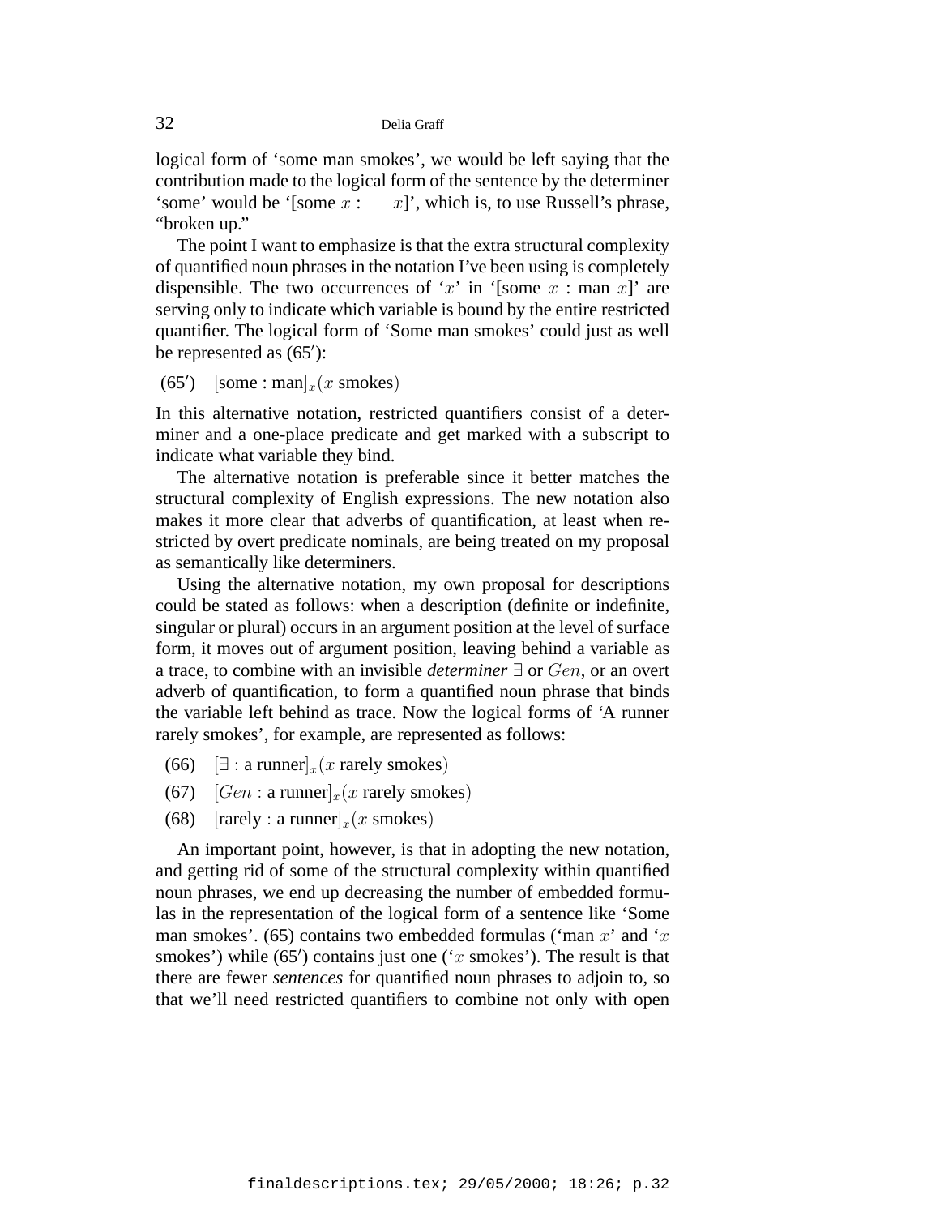logical form of 'some man smokes', we would be left saying that the contribution made to the logical form of the sentence by the determiner 'some' would be '[some $x$ : __ $x$]', which is, to use Russell's phrase, "broken up."

The point I want to emphasize is that the extra structural complexity of quantified noun phrases in the notation I've been using is completely dispensible. The two occurrences of '$x$' in '[some $x$ : man $x$]' are serving only to indicate which variable is bound by the entire restricted quantifier. The logical form of 'Some man smokes' could just as well be represented as (65′):

(65′) $[\text{some} : \text{man}]_x(x \text{ smokes})$

In this alternative notation, restricted quantifiers consist of a determiner and a one-place predicate and get marked with a subscript to indicate what variable they bind.

The alternative notation is preferable since it better matches the structural complexity of English expressions. The new notation also makes it more clear that adverbs of quantification, at least when restricted by overt predicate nominals, are being treated on my proposal as semantically like determiners.

Using the alternative notation, my own proposal for descriptions could be stated as follows: when a description (definite or indefinite, singular or plural) occurs in an argument position at the level of surface form, it moves out of argument position, leaving behind a variable as a trace, to combine with an invisible *determiner* $\exists$ or $Gen$, or an overt adverb of quantification, to form a quantified noun phrase that binds the variable left behind as trace. Now the logical forms of 'A runner rarely smokes', for example, are represented as follows:

(66) $[\exists : \text{a runner}]_x(x \text{ rarely smokes})$

(67) $[Gen : \text{a runner}]_x(x \text{ rarely smokes})$

(68) $[\text{rarely} : \text{a runner}]_x(x \text{ smokes})$

An important point, however, is that in adopting the new notation, and getting rid of some of the structural complexity within quantified noun phrases, we end up decreasing the number of embedded formulas in the representation of the logical form of a sentence like 'Some man smokes'. (65) contains two embedded formulas ('man $x$' and '$x$ smokes') while (65′) contains just one ('$x$ smokes'). The result is that there are fewer *sentences* for quantified noun phrases to adjoin to, so that we'll need restricted quantifiers to combine not only with open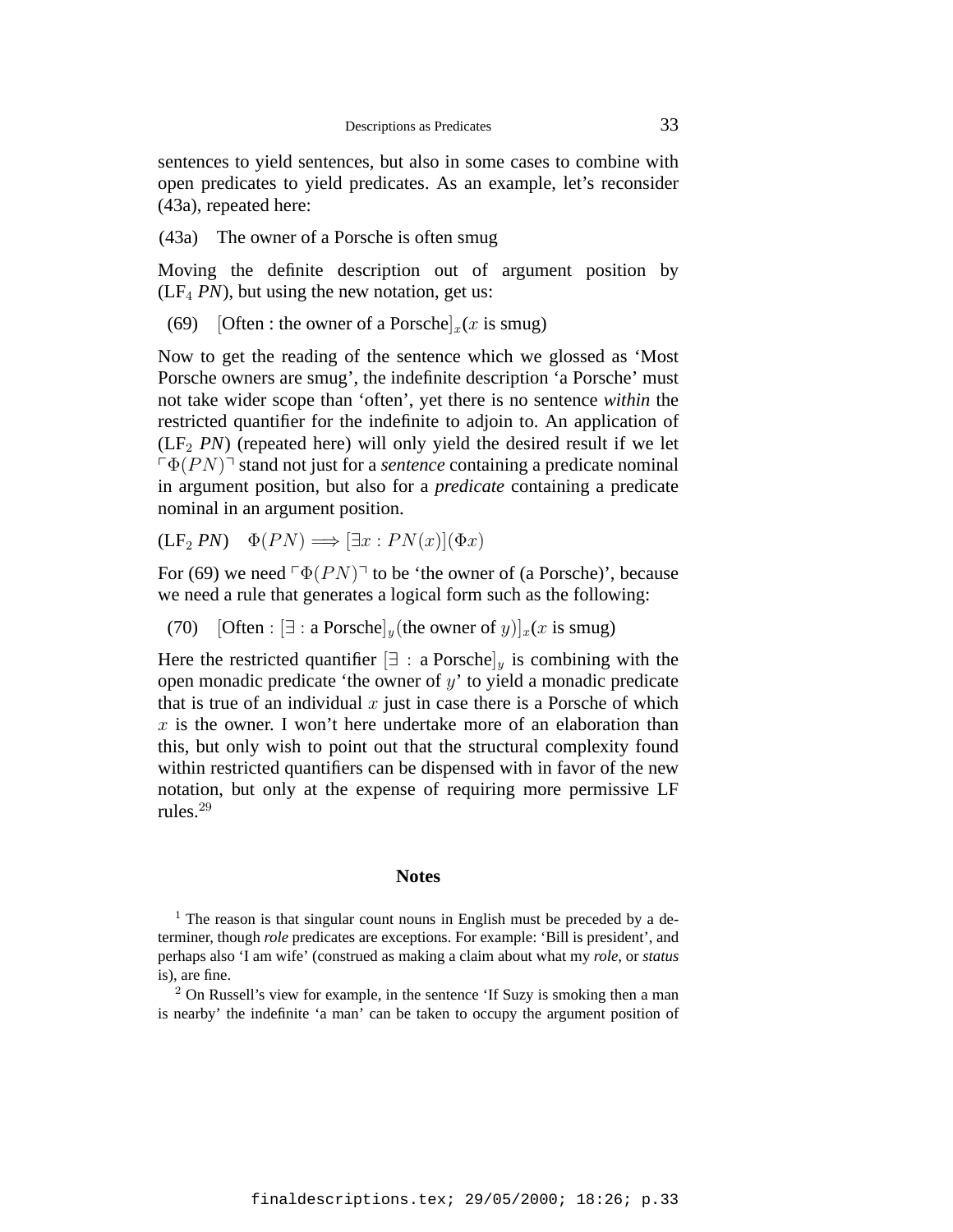sentences to yield sentences, but also in some cases to combine with open predicates to yield predicates. As an example, let's reconsider (43a), repeated here:

(43a) The owner of a Porsche is often smug

Moving the definite description out of argument position by ($\mathrm{LF}_4$ *PN*), but using the new notation, get us:

(69) $[\text{Often : the owner of a Porsche}]_x(x \text{ is smug})$

Now to get the reading of the sentence which we glossed as 'Most Porsche owners are smug', the indefinite description 'a Porsche' must not take wider scope than 'often', yet there is no sentence *within* the restricted quantifier for the indefinite to adjoin to. An application of ($\mathrm{LF}_2$ *PN*) (repeated here) will only yield the desired result if we let $\ulcorner\Phi(PN)\urcorner$ stand not just for a *sentence* containing a predicate nominal in argument position, but also for a *predicate* containing a predicate nominal in an argument position.

($\mathrm{LF}_2$ *PN*) $\Phi(PN) \Longrightarrow [\exists x : PN(x)](\Phi x)$

For (69) we need $\ulcorner\Phi(PN)\urcorner$ to be 'the owner of (a Porsche)', because we need a rule that generates a logical form such as the following:

(70) $[\text{Often} : [\exists : \text{a Porsche}]_y(\text{the owner of } y)]_x(x \text{ is smug})$

Here the restricted quantifier $[\exists : \text{a Porsche}]_y$ is combining with the open monadic predicate 'the owner of $y$' to yield a monadic predicate that is true of an individual $x$ just in case there is a Porsche of which $x$ is the owner. I won't here undertake more of an elaboration than this, but only wish to point out that the structural complexity found within restricted quantifiers can be dispensed with in favor of the new notation, but only at the expense of requiring more permissive LF rules.[29]

## Notes

[1] The reason is that singular count nouns in English must be preceded by a determiner, though *role* predicates are exceptions. For example: 'Bill is president', and perhaps also 'I am wife' (construed as making a claim about what my *role*, or *status* is), are fine.

[2] On Russell's view for example, in the sentence 'If Suzy is smoking then a man is nearby' the indefinite 'a man' can be taken to occupy the argument position of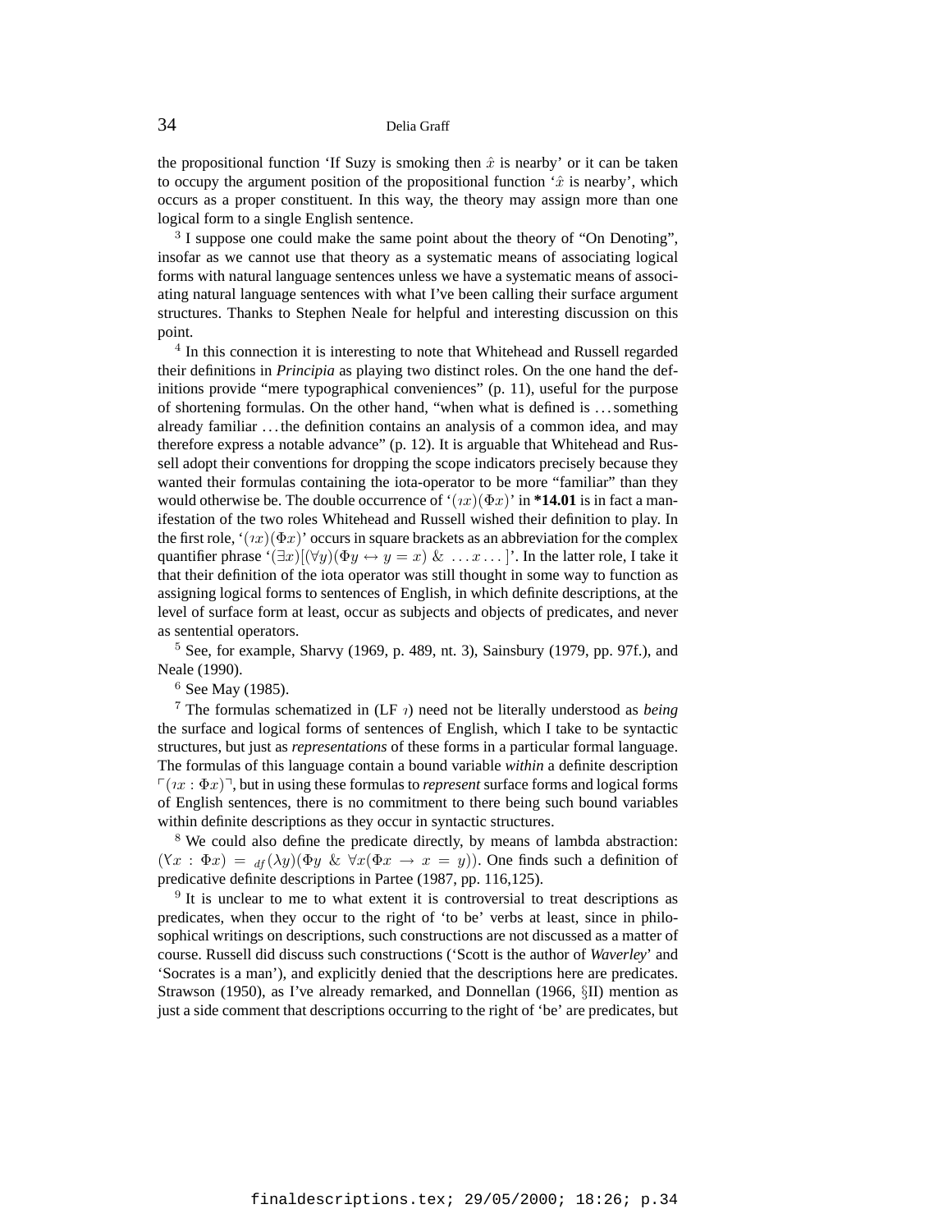the propositional function 'If Suzy is smoking then $\hat{x}$ is nearby' or it can be taken to occupy the argument position of the propositional function '$\hat{x}$ is nearby', which occurs as a proper constituent. In this way, the theory may assign more than one logical form to a single English sentence.

[3] I suppose one could make the same point about the theory of "On Denoting", insofar as we cannot use that theory as a systematic means of associating logical forms with natural language sentences unless we have a systematic means of associating natural language sentences with what I've been calling their surface argument structures. Thanks to Stephen Neale for helpful and interesting discussion on this point.

[4] In this connection it is interesting to note that Whitehead and Russell regarded their definitions in *Principia* as playing two distinct roles. On the one hand the definitions provide "mere typographical conveniences" (p. 11), useful for the purpose of shortening formulas. On the other hand, "when what is defined is ... something already familiar ... the definition contains an analysis of a common idea, and may therefore express a notable advance" (p. 12). It is arguable that Whitehead and Russell adopt their conventions for dropping the scope indicators precisely because they wanted their formulas containing the iota-operator to be more "familiar" than they would otherwise be. The double occurrence of '$(\imath x)(\Phi x)$' in **\*14.01** is in fact a manifestation of the two roles Whitehead and Russell wished their definition to play. In the first role, '$(\imath x)(\Phi x)$' occurs in square brackets as an abbreviation for the complex quantifier phrase '$(\exists x)[(\forall y)(\Phi y \leftrightarrow y = x)\ \&\ \ldots x \ldots]$'. In the latter role, I take it that their definition of the iota operator was still thought in some way to function as assigning logical forms to sentences of English, in which definite descriptions, at the level of surface form at least, occur as subjects and objects of predicates, and never as sentential operators.

[5] See, for example, Sharvy (1969, p. 489, nt. 3), Sainsbury (1979, pp. 97f.), and Neale (1990).

[6] See May (1985).

[7] The formulas schematized in (LF $\imath$) need not be literally understood as *being* the surface and logical forms of sentences of English, which I take to be syntactic structures, but just as *representations* of these forms in a particular formal language. The formulas of this language contain a bound variable *within* a definite description $\ulcorner(\imath x : \Phi x)\urcorner$, but in using these formulas to *represent* surface forms and logical forms of English sentences, there is no commitment to there being such bound variables within definite descriptions as they occur in syntactic structures.

[8] We could also define the predicate directly, by means of lambda abstraction: $(\curlyvee x : \Phi x) =_{df} (\lambda y)(\Phi y\ \&\ \forall x(\Phi x \rightarrow x = y))$. One finds such a definition of predicative definite descriptions in Partee (1987, pp. 116,125).

[9] It is unclear to me to what extent it is controversial to treat descriptions as predicates, when they occur to the right of 'to be' verbs at least, since in philosophical writings on descriptions, such constructions are not discussed as a matter of course. Russell did discuss such constructions ('Scott is the author of *Waverley*' and 'Socrates is a man'), and explicitly denied that the descriptions here are predicates. Strawson (1950), as I've already remarked, and Donnellan (1966, §II) mention as just a side comment that descriptions occurring to the right of 'be' are predicates, but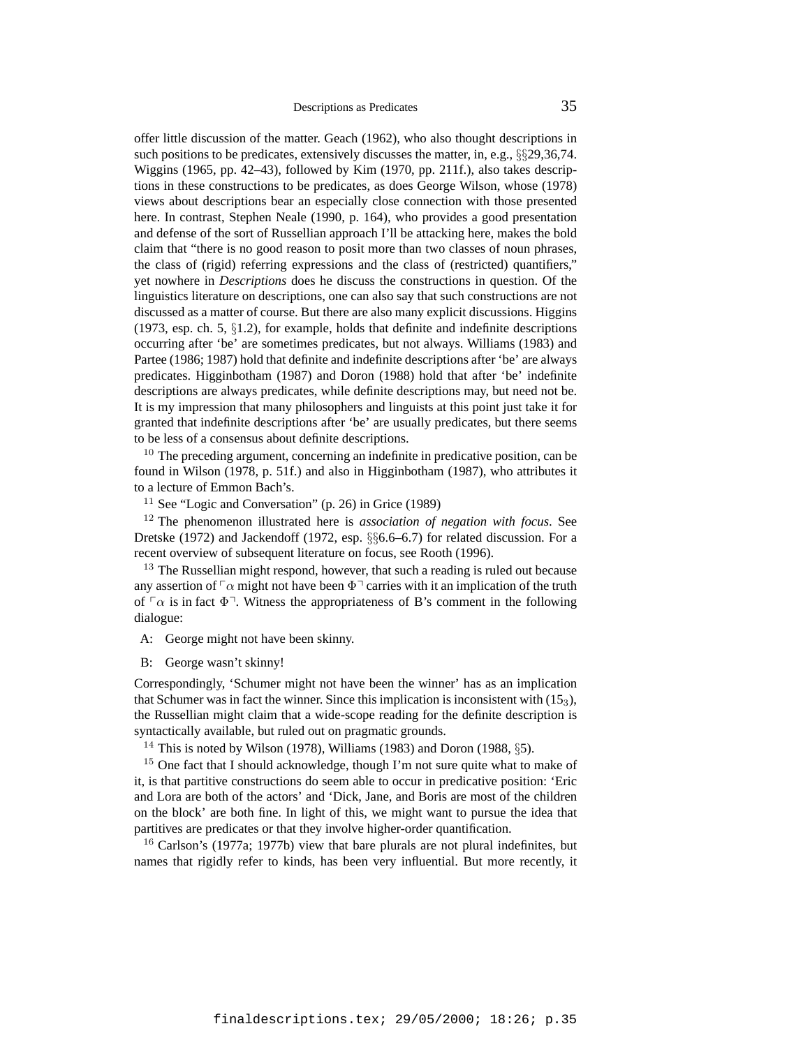offer little discussion of the matter. Geach (1962), who also thought descriptions in such positions to be predicates, extensively discusses the matter, in, e.g., §§29,36,74. Wiggins (1965, pp. 42–43), followed by Kim (1970, pp. 211f.), also takes descriptions in these constructions to be predicates, as does George Wilson, whose (1978) views about descriptions bear an especially close connection with those presented here. In contrast, Stephen Neale (1990, p. 164), who provides a good presentation and defense of the sort of Russellian approach I'll be attacking here, makes the bold claim that "there is no good reason to posit more than two classes of noun phrases, the class of (rigid) referring expressions and the class of (restricted) quantifiers," yet nowhere in *Descriptions* does he discuss the constructions in question. Of the linguistics literature on descriptions, one can also say that such constructions are not discussed as a matter of course. But there are also many explicit discussions. Higgins (1973, esp. ch. 5, §1.2), for example, holds that definite and indefinite descriptions occurring after 'be' are sometimes predicates, but not always. Williams (1983) and Partee (1986; 1987) hold that definite and indefinite descriptions after 'be' are always predicates. Higginbotham (1987) and Doron (1988) hold that after 'be' indefinite descriptions are always predicates, while definite descriptions may, but need not be. It is my impression that many philosophers and linguists at this point just take it for granted that indefinite descriptions after 'be' are usually predicates, but there seems to be less of a consensus about definite descriptions.

[10] The preceding argument, concerning an indefinite in predicative position, can be found in Wilson (1978, p. 51f.) and also in Higginbotham (1987), who attributes it to a lecture of Emmon Bach's.

[11] See "Logic and Conversation" (p. 26) in Grice (1989)

[12] The phenomenon illustrated here is *association of negation with focus*. See Dretske (1972) and Jackendoff (1972, esp. §§6.6–6.7) for related discussion. For a recent overview of subsequent literature on focus, see Rooth (1996).

[13] The Russellian might respond, however, that such a reading is ruled out because any assertion of $\ulcorner\alpha$ might not have been $\Phi\urcorner$ carries with it an implication of the truth of $\ulcorner\alpha$ is in fact $\Phi\urcorner$. Witness the appropriateness of B's comment in the following dialogue:

A: George might not have been skinny.

B: George wasn't skinny!

Correspondingly, 'Schumer might not have been the winner' has as an implication that Schumer was in fact the winner. Since this implication is inconsistent with $(15_3)$, the Russellian might claim that a wide-scope reading for the definite description is syntactically available, but ruled out on pragmatic grounds.

[14] This is noted by Wilson (1978), Williams (1983) and Doron (1988, §5).

[15] One fact that I should acknowledge, though I'm not sure quite what to make of it, is that partitive constructions do seem able to occur in predicative position: 'Eric and Lora are both of the actors' and 'Dick, Jane, and Boris are most of the children on the block' are both fine. In light of this, we might want to pursue the idea that partitives are predicates or that they involve higher-order quantification.

[16] Carlson's (1977a; 1977b) view that bare plurals are not plural indefinites, but names that rigidly refer to kinds, has been very influential. But more recently, it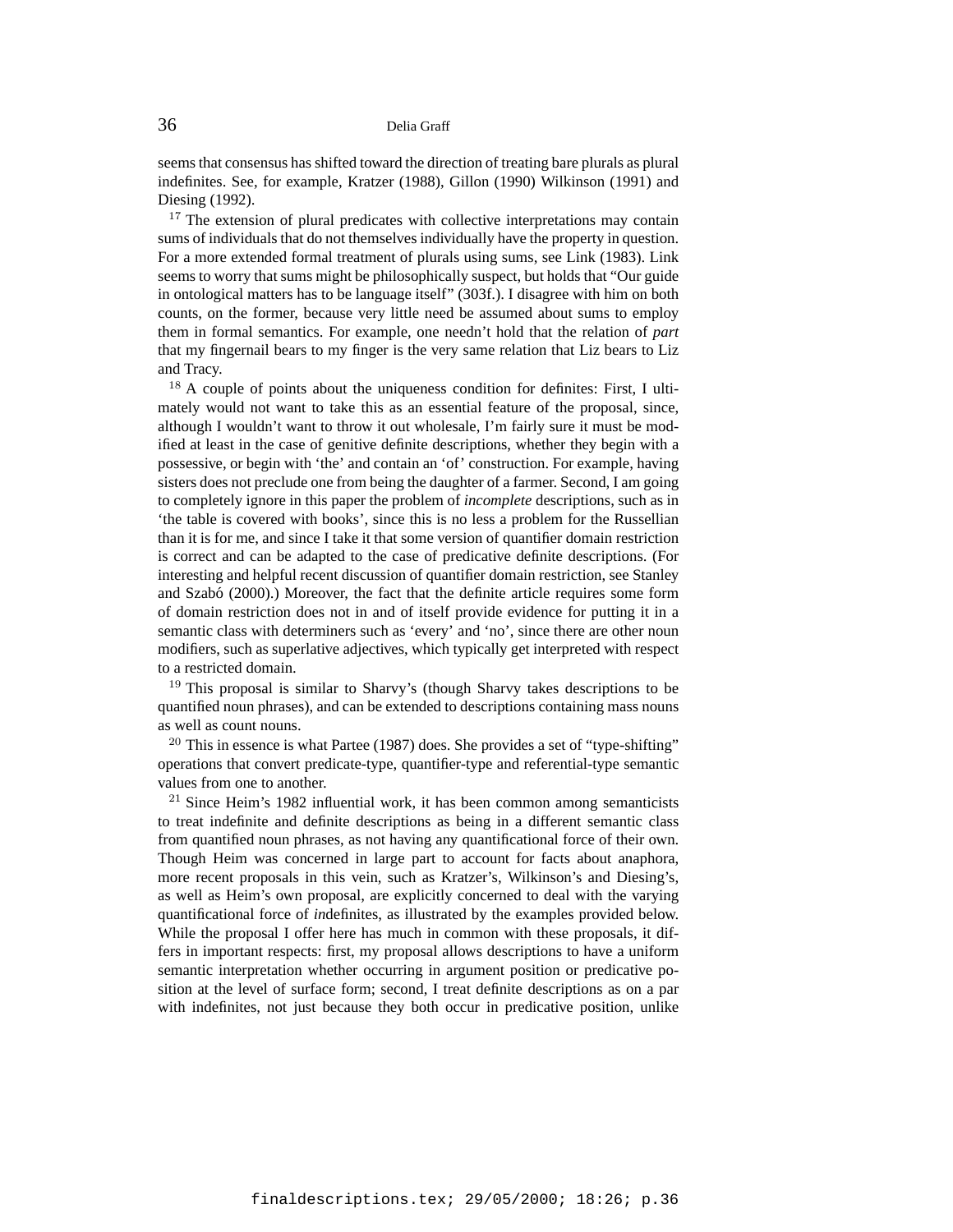seems that consensus has shifted toward the direction of treating bare plurals as plural indefinites. See, for example, Kratzer (1988), Gillon (1990) Wilkinson (1991) and Diesing (1992).

[17] The extension of plural predicates with collective interpretations may contain sums of individuals that do not themselves individually have the property in question. For a more extended formal treatment of plurals using sums, see Link (1983). Link seems to worry that sums might be philosophically suspect, but holds that "Our guide in ontological matters has to be language itself" (303f.). I disagree with him on both counts, on the former, because very little need be assumed about sums to employ them in formal semantics. For example, one needn't hold that the relation of *part* that my fingernail bears to my finger is the very same relation that Liz bears to Liz and Tracy.

[18] A couple of points about the uniqueness condition for definites: First, I ultimately would not want to take this as an essential feature of the proposal, since, although I wouldn't want to throw it out wholesale, I'm fairly sure it must be modified at least in the case of genitive definite descriptions, whether they begin with a possessive, or begin with 'the' and contain an 'of' construction. For example, having sisters does not preclude one from being the daughter of a farmer. Second, I am going to completely ignore in this paper the problem of *incomplete* descriptions, such as in 'the table is covered with books', since this is no less a problem for the Russellian than it is for me, and since I take it that some version of quantifier domain restriction is correct and can be adapted to the case of predicative definite descriptions. (For interesting and helpful recent discussion of quantifier domain restriction, see Stanley and Szabó (2000).) Moreover, the fact that the definite article requires some form of domain restriction does not in and of itself provide evidence for putting it in a semantic class with determiners such as 'every' and 'no', since there are other noun modifiers, such as superlative adjectives, which typically get interpreted with respect to a restricted domain.

[19] This proposal is similar to Sharvy's (though Sharvy takes descriptions to be quantified noun phrases), and can be extended to descriptions containing mass nouns as well as count nouns.

[20] This in essence is what Partee (1987) does. She provides a set of "type-shifting" operations that convert predicate-type, quantifier-type and referential-type semantic values from one to another.

[21] Since Heim's 1982 influential work, it has been common among semanticists to treat indefinite and definite descriptions as being in a different semantic class from quantified noun phrases, as not having any quantificational force of their own. Though Heim was concerned in large part to account for facts about anaphora, more recent proposals in this vein, such as Kratzer's, Wilkinson's and Diesing's, as well as Heim's own proposal, are explicitly concerned to deal with the varying quantificational force of *in*definites, as illustrated by the examples provided below. While the proposal I offer here has much in common with these proposals, it differs in important respects: first, my proposal allows descriptions to have a uniform semantic interpretation whether occurring in argument position or predicative position at the level of surface form; second, I treat definite descriptions as on a par with indefinites, not just because they both occur in predicative position, unlike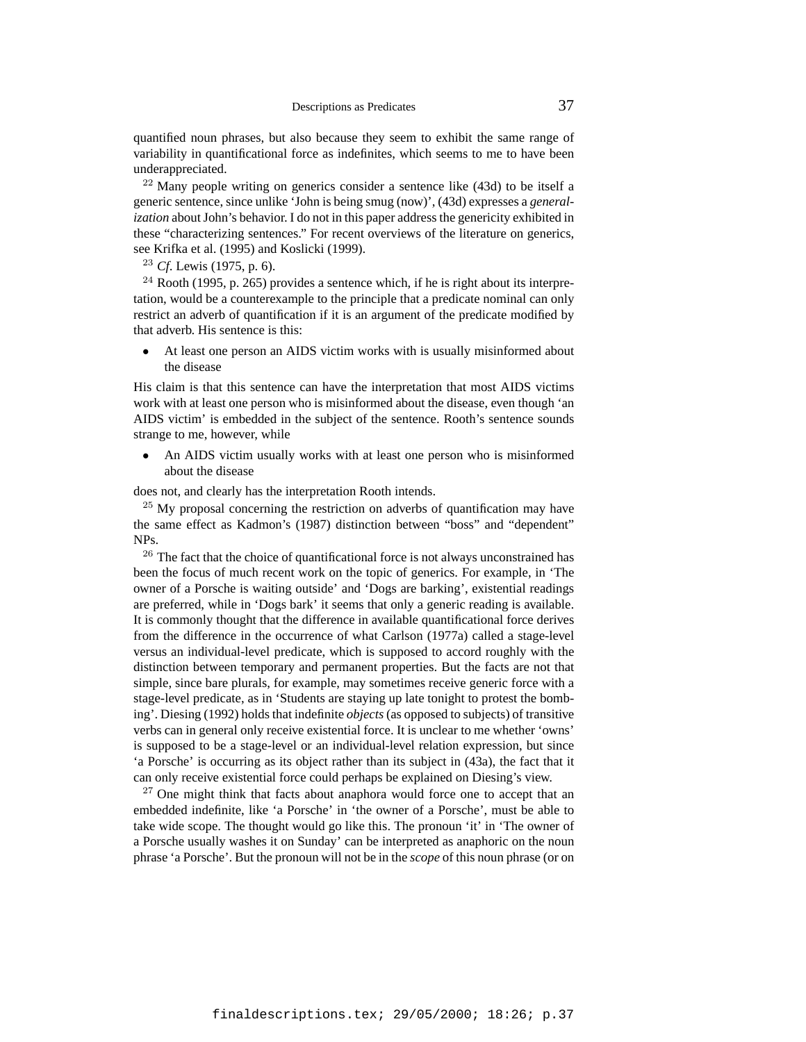quantified noun phrases, but also because they seem to exhibit the same range of variability in quantificational force as indefinites, which seems to me to have been underappreciated.

[22] Many people writing on generics consider a sentence like (43d) to be itself a generic sentence, since unlike 'John is being smug (now)', (43d) expresses a *generalization* about John's behavior. I do not in this paper address the genericity exhibited in these "characterizing sentences." For recent overviews of the literature on generics, see Krifka et al. (1995) and Koslicki (1999).

[23] *Cf*. Lewis (1975, p. 6).

[24] Rooth (1995, p. 265) provides a sentence which, if he is right about its interpretation, would be a counterexample to the principle that a predicate nominal can only restrict an adverb of quantification if it is an argument of the predicate modified by that adverb. His sentence is this:

- At least one person an AIDS victim works with is usually misinformed about the disease

His claim is that this sentence can have the interpretation that most AIDS victims work with at least one person who is misinformed about the disease, even though 'an AIDS victim' is embedded in the subject of the sentence. Rooth's sentence sounds strange to me, however, while

- An AIDS victim usually works with at least one person who is misinformed about the disease

does not, and clearly has the interpretation Rooth intends.

[25] My proposal concerning the restriction on adverbs of quantification may have the same effect as Kadmon's (1987) distinction between "boss" and "dependent" NPs.

[26] The fact that the choice of quantificational force is not always unconstrained has been the focus of much recent work on the topic of generics. For example, in 'The owner of a Porsche is waiting outside' and 'Dogs are barking', existential readings are preferred, while in 'Dogs bark' it seems that only a generic reading is available. It is commonly thought that the difference in available quantificational force derives from the difference in the occurrence of what Carlson (1977a) called a stage-level versus an individual-level predicate, which is supposed to accord roughly with the distinction between temporary and permanent properties. But the facts are not that simple, since bare plurals, for example, may sometimes receive generic force with a stage-level predicate, as in 'Students are staying up late tonight to protest the bombing'. Diesing (1992) holds that indefinite *objects* (as opposed to subjects) of transitive verbs can in general only receive existential force. It is unclear to me whether 'owns' is supposed to be a stage-level or an individual-level relation expression, but since 'a Porsche' is occurring as its object rather than its subject in (43a), the fact that it can only receive existential force could perhaps be explained on Diesing's view.

[27] One might think that facts about anaphora would force one to accept that an embedded indefinite, like 'a Porsche' in 'the owner of a Porsche', must be able to take wide scope. The thought would go like this. The pronoun 'it' in 'The owner of a Porsche usually washes it on Sunday' can be interpreted as anaphoric on the noun phrase 'a Porsche'. But the pronoun will not be in the *scope* of this noun phrase (or on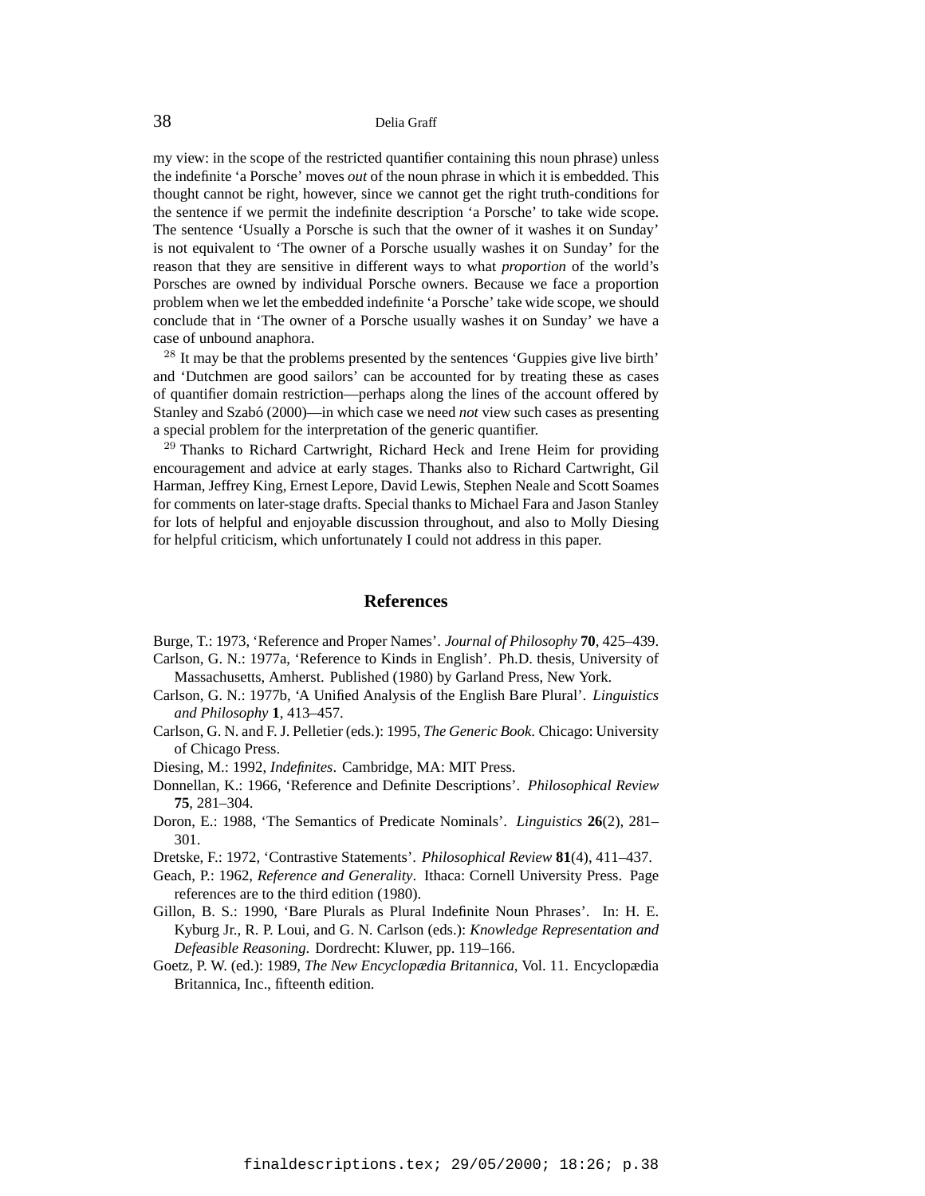my view: in the scope of the restricted quantifier containing this noun phrase) unless the indefinite 'a Porsche' moves *out* of the noun phrase in which it is embedded. This thought cannot be right, however, since we cannot get the right truth-conditions for the sentence if we permit the indefinite description 'a Porsche' to take wide scope. The sentence 'Usually a Porsche is such that the owner of it washes it on Sunday' is not equivalent to 'The owner of a Porsche usually washes it on Sunday' for the reason that they are sensitive in different ways to what *proportion* of the world's Porsches are owned by individual Porsche owners. Because we face a proportion problem when we let the embedded indefinite 'a Porsche' take wide scope, we should conclude that in 'The owner of a Porsche usually washes it on Sunday' we have a case of unbound anaphora.

[28] It may be that the problems presented by the sentences 'Guppies give live birth' and 'Dutchmen are good sailors' can be accounted for by treating these as cases of quantifier domain restriction—perhaps along the lines of the account offered by Stanley and Szabó (2000)—in which case we need *not* view such cases as presenting a special problem for the interpretation of the generic quantifier.

[29] Thanks to Richard Cartwright, Richard Heck and Irene Heim for providing encouragement and advice at early stages. Thanks also to Richard Cartwright, Gil Harman, Jeffrey King, Ernest Lepore, David Lewis, Stephen Neale and Scott Soames for comments on later-stage drafts. Special thanks to Michael Fara and Jason Stanley for lots of helpful and enjoyable discussion throughout, and also to Molly Diesing for helpful criticism, which unfortunately I could not address in this paper.

## References

Burge, T.: 1973, 'Reference and Proper Names'. *Journal of Philosophy* **70**, 425–439.

Carlson, G. N.: 1977a, 'Reference to Kinds in English'. Ph.D. thesis, University of Massachusetts, Amherst. Published (1980) by Garland Press, New York.

Carlson, G. N.: 1977b, 'A Unified Analysis of the English Bare Plural'. *Linguistics and Philosophy* **1**, 413–457.

Carlson, G. N. and F. J. Pelletier (eds.): 1995, *The Generic Book*. Chicago: University of Chicago Press.

Diesing, M.: 1992, *Indefinites*. Cambridge, MA: MIT Press.

Donnellan, K.: 1966, 'Reference and Definite Descriptions'. *Philosophical Review* **75**, 281–304.

Doron, E.: 1988, 'The Semantics of Predicate Nominals'. *Linguistics* **26**(2), 281–301.

Dretske, F.: 1972, 'Contrastive Statements'. *Philosophical Review* **81**(4), 411–437.

Geach, P.: 1962, *Reference and Generality*. Ithaca: Cornell University Press. Page references are to the third edition (1980).

Gillon, B. S.: 1990, 'Bare Plurals as Plural Indefinite Noun Phrases'. In: H. E. Kyburg Jr., R. P. Loui, and G. N. Carlson (eds.): *Knowledge Representation and Defeasible Reasoning*. Dordrecht: Kluwer, pp. 119–166.

Goetz, P. W. (ed.): 1989, *The New Encyclopædia Britannica*, Vol. 11. Encyclopædia Britannica, Inc., fifteenth edition.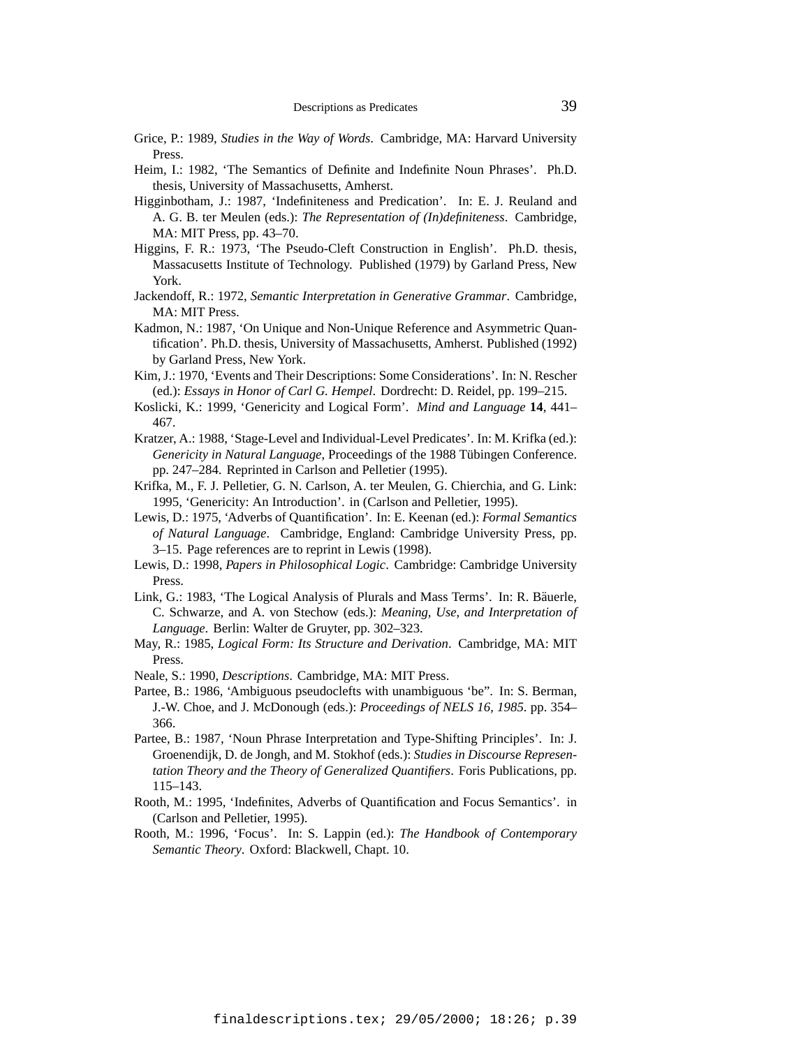Grice, P.: 1989, *Studies in the Way of Words*. Cambridge, MA: Harvard University Press.

Heim, I.: 1982, 'The Semantics of Definite and Indefinite Noun Phrases'. Ph.D. thesis, University of Massachusetts, Amherst.

Higginbotham, J.: 1987, 'Indefiniteness and Predication'. In: E. J. Reuland and A. G. B. ter Meulen (eds.): *The Representation of (In)definiteness*. Cambridge, MA: MIT Press, pp. 43–70.

Higgins, F. R.: 1973, 'The Pseudo-Cleft Construction in English'. Ph.D. thesis, Massacusetts Institute of Technology. Published (1979) by Garland Press, New York.

Jackendoff, R.: 1972, *Semantic Interpretation in Generative Grammar*. Cambridge, MA: MIT Press.

Kadmon, N.: 1987, 'On Unique and Non-Unique Reference and Asymmetric Quantification'. Ph.D. thesis, University of Massachusetts, Amherst. Published (1992) by Garland Press, New York.

Kim, J.: 1970, 'Events and Their Descriptions: Some Considerations'. In: N. Rescher (ed.): *Essays in Honor of Carl G. Hempel*. Dordrecht: D. Reidel, pp. 199–215.

Koslicki, K.: 1999, 'Genericity and Logical Form'. *Mind and Language* **14**, 441–467.

Kratzer, A.: 1988, 'Stage-Level and Individual-Level Predicates'. In: M. Krifka (ed.): *Genericity in Natural Language*, Proceedings of the 1988 Tübingen Conference. pp. 247–284. Reprinted in Carlson and Pelletier (1995).

Krifka, M., F. J. Pelletier, G. N. Carlson, A. ter Meulen, G. Chierchia, and G. Link: 1995, 'Genericity: An Introduction'. in (Carlson and Pelletier, 1995).

Lewis, D.: 1975, 'Adverbs of Quantification'. In: E. Keenan (ed.): *Formal Semantics of Natural Language*. Cambridge, England: Cambridge University Press, pp. 3–15. Page references are to reprint in Lewis (1998).

Lewis, D.: 1998, *Papers in Philosophical Logic*. Cambridge: Cambridge University Press.

Link, G.: 1983, 'The Logical Analysis of Plurals and Mass Terms'. In: R. Bäuerle, C. Schwarze, and A. von Stechow (eds.): *Meaning, Use, and Interpretation of Language*. Berlin: Walter de Gruyter, pp. 302–323.

May, R.: 1985, *Logical Form: Its Structure and Derivation*. Cambridge, MA: MIT Press.

Neale, S.: 1990, *Descriptions*. Cambridge, MA: MIT Press.

Partee, B.: 1986, 'Ambiguous pseudoclefts with unambiguous 'be''. In: S. Berman, J.-W. Choe, and J. McDonough (eds.): *Proceedings of NELS 16, 1985*. pp. 354–366.

Partee, B.: 1987, 'Noun Phrase Interpretation and Type-Shifting Principles'. In: J. Groenendijk, D. de Jongh, and M. Stokhof (eds.): *Studies in Discourse Representation Theory and the Theory of Generalized Quantifiers*. Foris Publications, pp. 115–143.

Rooth, M.: 1995, 'Indefinites, Adverbs of Quantification and Focus Semantics'. in (Carlson and Pelletier, 1995).

Rooth, M.: 1996, 'Focus'. In: S. Lappin (ed.): *The Handbook of Contemporary Semantic Theory*. Oxford: Blackwell, Chapt. 10.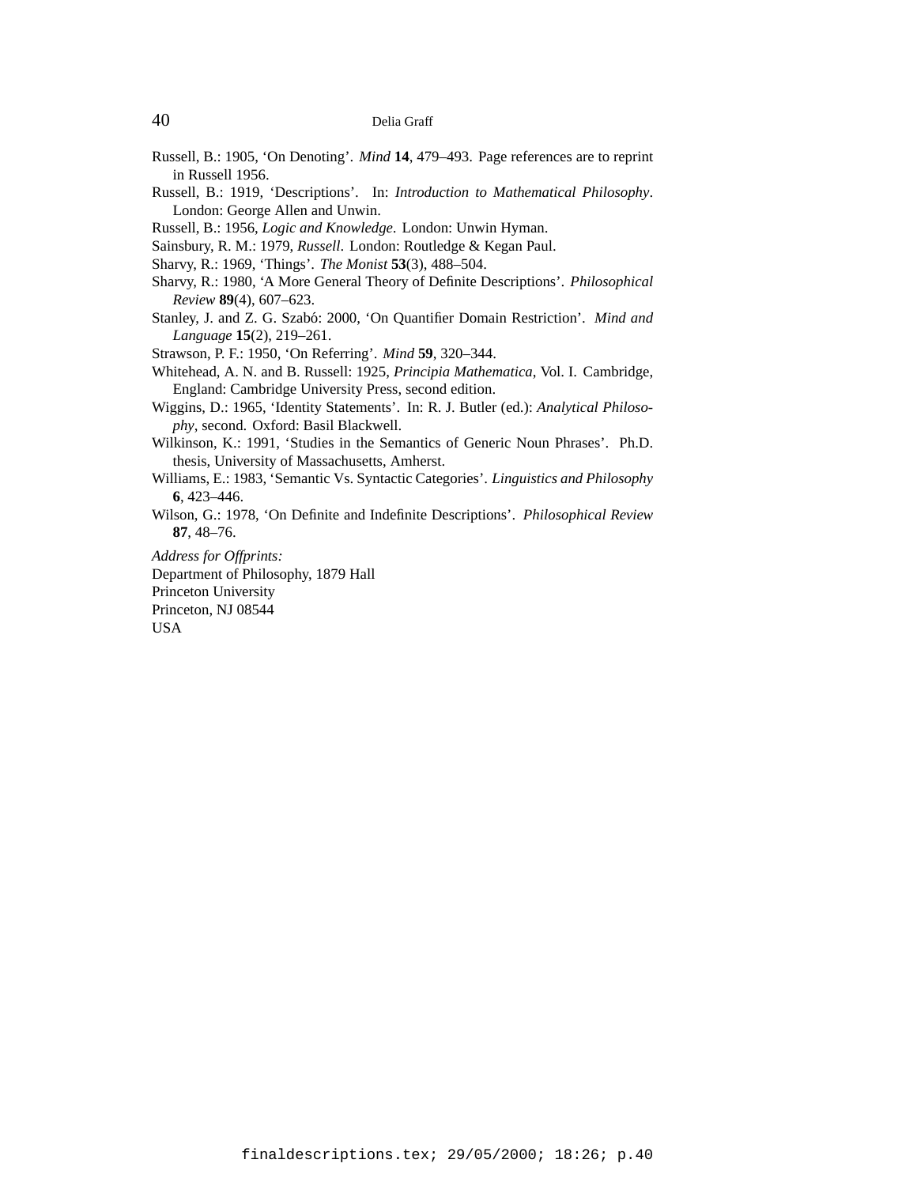Russell, B.: 1905, 'On Denoting'. *Mind* **14**, 479–493. Page references are to reprint in Russell 1956.

Russell, B.: 1919, 'Descriptions'. In: *Introduction to Mathematical Philosophy*. London: George Allen and Unwin.

Russell, B.: 1956, *Logic and Knowledge*. London: Unwin Hyman.

Sainsbury, R. M.: 1979, *Russell*. London: Routledge & Kegan Paul.

Sharvy, R.: 1969, 'Things'. *The Monist* **53**(3), 488–504.

Sharvy, R.: 1980, 'A More General Theory of Definite Descriptions'. *Philosophical Review* **89**(4), 607–623.

Stanley, J. and Z. G. Szabó: 2000, 'On Quantifier Domain Restriction'. *Mind and Language* **15**(2), 219–261.

Strawson, P. F.: 1950, 'On Referring'. *Mind* **59**, 320–344.

Whitehead, A. N. and B. Russell: 1925, *Principia Mathematica*, Vol. I. Cambridge, England: Cambridge University Press, second edition.

Wiggins, D.: 1965, 'Identity Statements'. In: R. J. Butler (ed.): *Analytical Philosophy*, second. Oxford: Basil Blackwell.

Wilkinson, K.: 1991, 'Studies in the Semantics of Generic Noun Phrases'. Ph.D. thesis, University of Massachusetts, Amherst.

Williams, E.: 1983, 'Semantic Vs. Syntactic Categories'. *Linguistics and Philosophy* **6**, 423–446.

Wilson, G.: 1978, 'On Definite and Indefinite Descriptions'. *Philosophical Review* **87**, 48–76.

*Address for Offprints:*
Department of Philosophy, 1879 Hall
Princeton University
Princeton, NJ 08544
USA